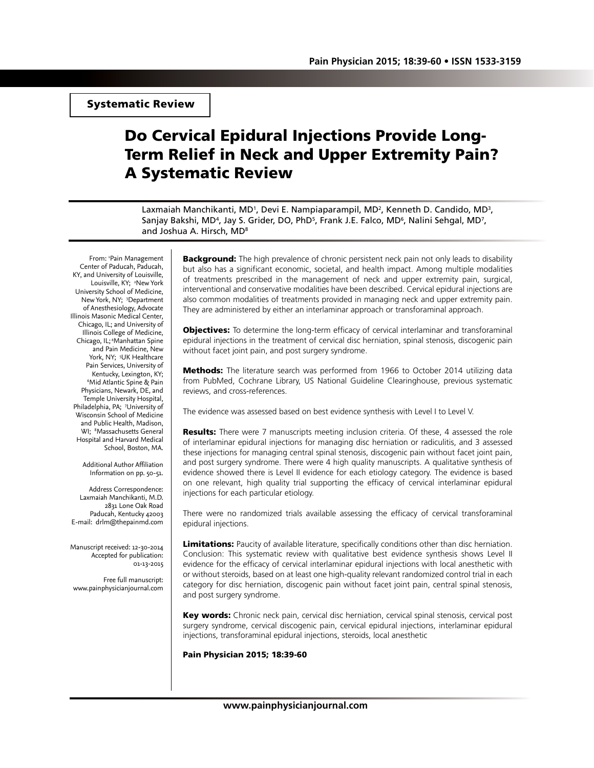Systematic Review

# Do Cervical Epidural Injections Provide Long-Term Relief in Neck and Upper Extremity Pain? A Systematic Review

Laxmaiah Manchikanti, MD[1], Devi E. Nampiaparampil, MD[2], Kenneth D. Candido, MD[3], Sanjay Bakshi, MD[4], Jay S. Grider, DO, PhD[5], Frank J.E. Falco, MD[6], Nalini Sehgal, MD[7], and Joshua A. Hirsch, MD[8]

From: [1]Pain Management Center of Paducah, Paducah, KY, and University of Louisville, Louisville, KY; [2]New York University School of Medicine, New York, NY; [3]Department of Anesthesiology, Advocate Illinois Masonic Medical Center, Chicago, IL; and University of Illinois College of Medicine, Chicago, IL; [4]Manhattan Spine and Pain Medicine, New York, NY; [5]UK Healthcare Pain Services, University of Kentucky, Lexington, KY; [6]Mid Atlantic Spine & Pain Physicians, Newark, DE, and Temple University Hospital, Philadelphia, PA; [7]University of Wisconsin School of Medicine and Public Health, Madison, WI; [8]Massachusetts General Hospital and Harvard Medical School, Boston, MA.

Additional Author Affiliation Information on pp. 50-51.

Address Correspondence:
Laxmaiah Manchikanti, M.D.
2831 Lone Oak Road
Paducah, Kentucky 42003
E-mail: drlm@thepainmd.com

Manuscript received: 12-30-2014
Accepted for publication: 01-13-2015

Free full manuscript:
www.painphysicianjournal.com

**Background:** The high prevalence of chronic persistent neck pain not only leads to disability but also has a significant economic, societal, and health impact. Among multiple modalities of treatments prescribed in the management of neck and upper extremity pain, surgical, interventional and conservative modalities have been described. Cervical epidural injections are also common modalities of treatments provided in managing neck and upper extremity pain. They are administered by either an interlaminar approach or transforaminal approach.

**Objectives:** To determine the long-term efficacy of cervical interlaminar and transforaminal epidural injections in the treatment of cervical disc herniation, spinal stenosis, discogenic pain without facet joint pain, and post surgery syndrome.

**Methods:** The literature search was performed from 1966 to October 2014 utilizing data from PubMed, Cochrane Library, US National Guideline Clearinghouse, previous systematic reviews, and cross-references.

The evidence was assessed based on best evidence synthesis with Level I to Level V.

**Results:** There were 7 manuscripts meeting inclusion criteria. Of these, 4 assessed the role of interlaminar epidural injections for managing disc herniation or radiculitis, and 3 assessed these injections for managing central spinal stenosis, discogenic pain without facet joint pain, and post surgery syndrome. There were 4 high quality manuscripts. A qualitative synthesis of evidence showed there is Level II evidence for each etiology category. The evidence is based on one relevant, high quality trial supporting the efficacy of cervical interlaminar epidural injections for each particular etiology.

There were no randomized trials available assessing the efficacy of cervical transforaminal epidural injections.

**Limitations:** Paucity of available literature, specifically conditions other than disc herniation. Conclusion: This systematic review with qualitative best evidence synthesis shows Level II evidence for the efficacy of cervical interlaminar epidural injections with local anesthetic with or without steroids, based on at least one high-quality relevant randomized control trial in each category for disc herniation, discogenic pain without facet joint pain, central spinal stenosis, and post surgery syndrome.

**Key words:** Chronic neck pain, cervical disc herniation, cervical spinal stenosis, cervical post surgery syndrome, cervical discogenic pain, cervical epidural injections, interlaminar epidural injections, transforaminal epidural injections, steroids, local anesthetic

**Pain Physician 2015; 18:39-60**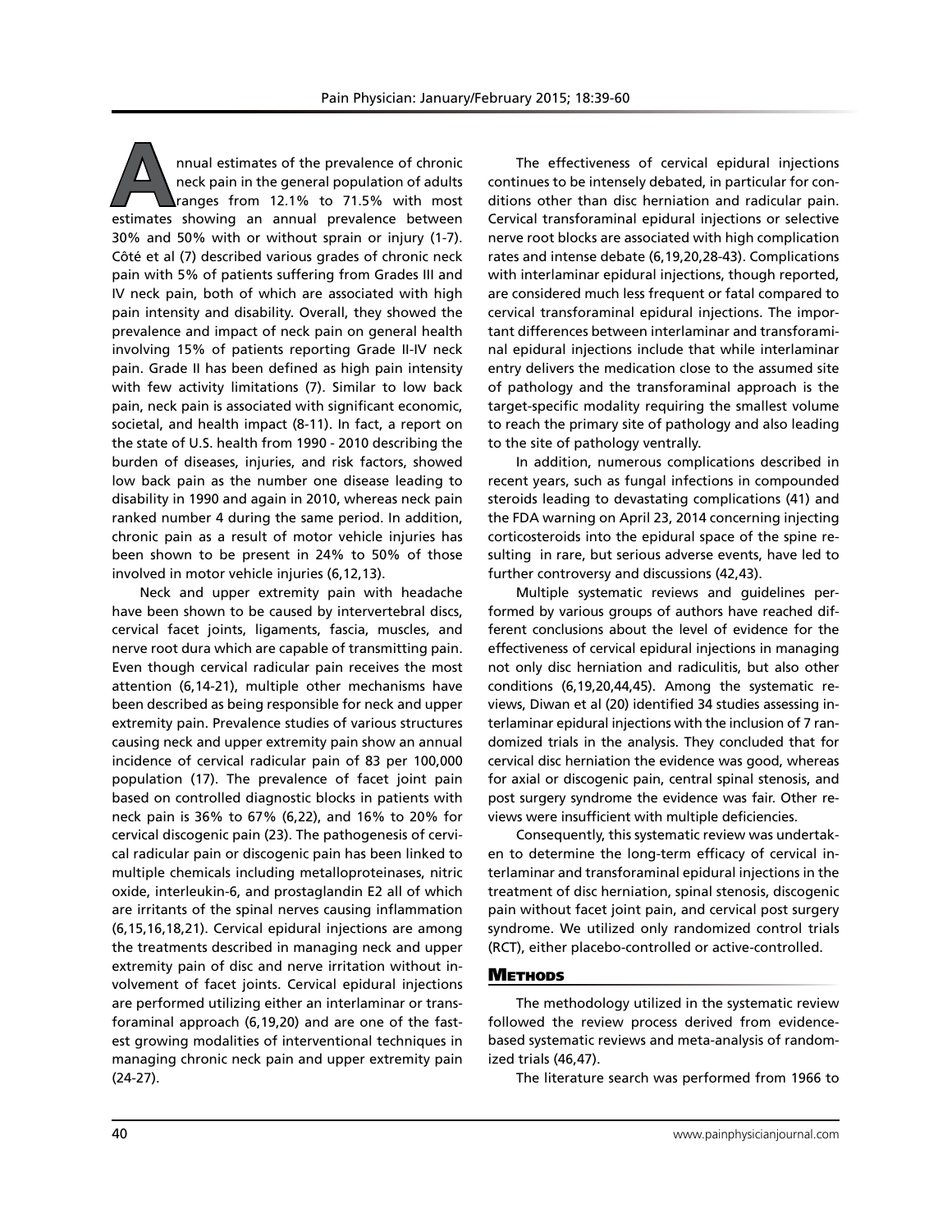Annual estimates of the prevalence of chronic neck pain in the general population of adults ranges from 12.1% to 71.5% with most estimates showing an annual prevalence between 30% and 50% with or without sprain or injury (1-7). Côté et al (7) described various grades of chronic neck pain with 5% of patients suffering from Grades III and IV neck pain, both of which are associated with high pain intensity and disability. Overall, they showed the prevalence and impact of neck pain on general health involving 15% of patients reporting Grade II-IV neck pain. Grade II has been defined as high pain intensity with few activity limitations (7). Similar to low back pain, neck pain is associated with significant economic, societal, and health impact (8-11). In fact, a report on the state of U.S. health from 1990 - 2010 describing the burden of diseases, injuries, and risk factors, showed low back pain as the number one disease leading to disability in 1990 and again in 2010, whereas neck pain ranked number 4 during the same period. In addition, chronic pain as a result of motor vehicle injuries has been shown to be present in 24% to 50% of those involved in motor vehicle injuries (6,12,13).

Neck and upper extremity pain with headache have been shown to be caused by intervertebral discs, cervical facet joints, ligaments, fascia, muscles, and nerve root dura which are capable of transmitting pain. Even though cervical radicular pain receives the most attention (6,14-21), multiple other mechanisms have been described as being responsible for neck and upper extremity pain. Prevalence studies of various structures causing neck and upper extremity pain show an annual incidence of cervical radicular pain of 83 per 100,000 population (17). The prevalence of facet joint pain based on controlled diagnostic blocks in patients with neck pain is 36% to 67% (6,22), and 16% to 20% for cervical discogenic pain (23). The pathogenesis of cervical radicular pain or discogenic pain has been linked to multiple chemicals including metalloproteinases, nitric oxide, interleukin-6, and prostaglandin E2 all of which are irritants of the spinal nerves causing inflammation (6,15,16,18,21). Cervical epidural injections are among the treatments described in managing neck and upper extremity pain of disc and nerve irritation without involvement of facet joints. Cervical epidural injections are performed utilizing either an interlaminar or transforaminal approach (6,19,20) and are one of the fastest growing modalities of interventional techniques in managing chronic neck pain and upper extremity pain (24-27).

The effectiveness of cervical epidural injections continues to be intensely debated, in particular for conditions other than disc herniation and radicular pain. Cervical transforaminal epidural injections or selective nerve root blocks are associated with high complication rates and intense debate (6,19,20,28-43). Complications with interlaminar epidural injections, though reported, are considered much less frequent or fatal compared to cervical transforaminal epidural injections. The important differences between interlaminar and transforaminal epidural injections include that while interlaminar entry delivers the medication close to the assumed site of pathology and the transforaminal approach is the target-specific modality requiring the smallest volume to reach the primary site of pathology and also leading to the site of pathology ventrally.

In addition, numerous complications described in recent years, such as fungal infections in compounded steroids leading to devastating complications (41) and the FDA warning on April 23, 2014 concerning injecting corticosteroids into the epidural space of the spine resulting in rare, but serious adverse events, have led to further controversy and discussions (42,43).

Multiple systematic reviews and guidelines performed by various groups of authors have reached different conclusions about the level of evidence for the effectiveness of cervical epidural injections in managing not only disc herniation and radiculitis, but also other conditions (6,19,20,44,45). Among the systematic reviews, Diwan et al (20) identified 34 studies assessing interlaminar epidural injections with the inclusion of 7 randomized trials in the analysis. They concluded that for cervical disc herniation the evidence was good, whereas for axial or discogenic pain, central spinal stenosis, and post surgery syndrome the evidence was fair. Other reviews were insufficient with multiple deficiencies.

Consequently, this systematic review was undertaken to determine the long-term efficacy of cervical interlaminar and transforaminal epidural injections in the treatment of disc herniation, spinal stenosis, discogenic pain without facet joint pain, and cervical post surgery syndrome. We utilized only randomized control trials (RCT), either placebo-controlled or active-controlled.

## Methods

The methodology utilized in the systematic review followed the review process derived from evidence-based systematic reviews and meta-analysis of randomized trials (46,47).

The literature search was performed from 1966 to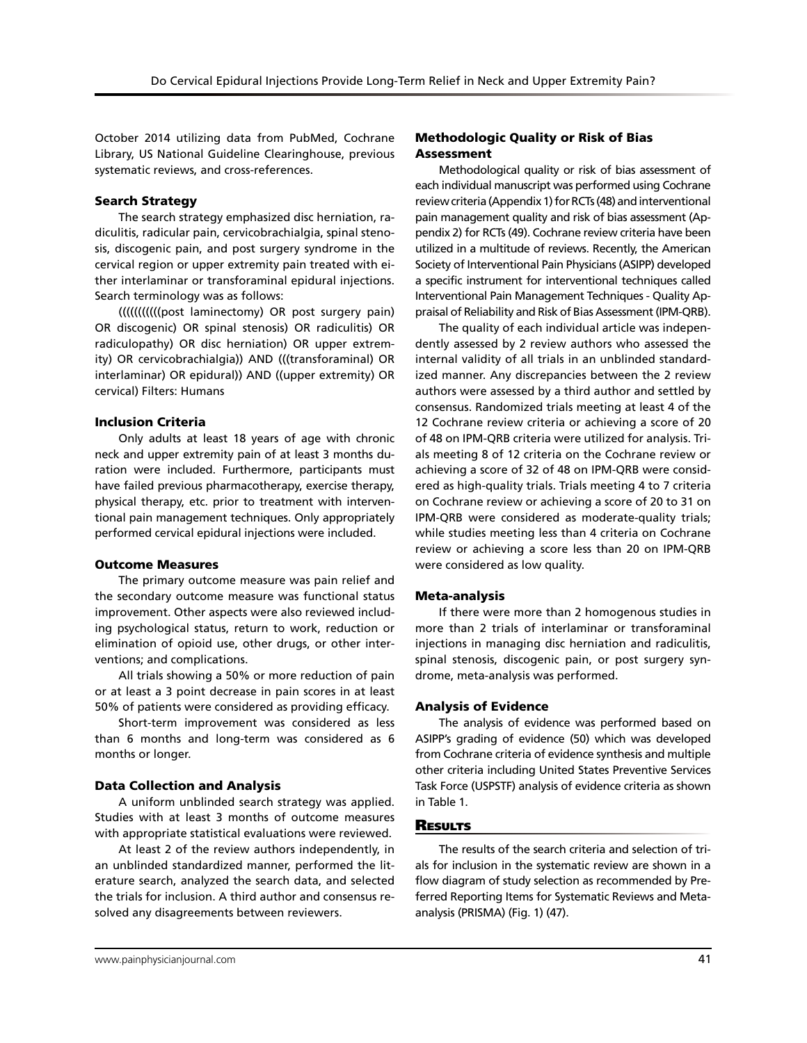October 2014 utilizing data from PubMed, Cochrane Library, US National Guideline Clearinghouse, previous systematic reviews, and cross-references.

### Search Strategy

The search strategy emphasized disc herniation, radiculitis, radicular pain, cervicobrachialgia, spinal stenosis, discogenic pain, and post surgery syndrome in the cervical region or upper extremity pain treated with either interlaminar or transforaminal epidural injections. Search terminology was as follows:

((((((((((post laminectomy) OR post surgery pain) OR discogenic) OR spinal stenosis) OR radiculitis) OR radiculopathy) OR disc herniation) OR upper extremity) OR cervicobrachialgia)) AND (((transforaminal) OR interlaminar) OR epidural)) AND ((upper extremity) OR cervical) Filters: Humans

### Inclusion Criteria

Only adults at least 18 years of age with chronic neck and upper extremity pain of at least 3 months duration were included. Furthermore, participants must have failed previous pharmacotherapy, exercise therapy, physical therapy, etc. prior to treatment with interventional pain management techniques. Only appropriately performed cervical epidural injections were included.

### Outcome Measures

The primary outcome measure was pain relief and the secondary outcome measure was functional status improvement. Other aspects were also reviewed including psychological status, return to work, reduction or elimination of opioid use, other drugs, or other interventions; and complications.

All trials showing a 50% or more reduction of pain or at least a 3 point decrease in pain scores in at least 50% of patients were considered as providing efficacy.

Short-term improvement was considered as less than 6 months and long-term was considered as 6 months or longer.

### Data Collection and Analysis

A uniform unblinded search strategy was applied. Studies with at least 3 months of outcome measures with appropriate statistical evaluations were reviewed.

At least 2 of the review authors independently, in an unblinded standardized manner, performed the literature search, analyzed the search data, and selected the trials for inclusion. A third author and consensus resolved any disagreements between reviewers.

### Methodologic Quality or Risk of Bias Assessment

Methodological quality or risk of bias assessment of each individual manuscript was performed using Cochrane review criteria (Appendix 1) for RCTs (48) and interventional pain management quality and risk of bias assessment (Appendix 2) for RCTs (49). Cochrane review criteria have been utilized in a multitude of reviews. Recently, the American Society of Interventional Pain Physicians (ASIPP) developed a specific instrument for interventional techniques called Interventional Pain Management Techniques - Quality Appraisal of Reliability and Risk of Bias Assessment (IPM-QRB).

The quality of each individual article was independently assessed by 2 review authors who assessed the internal validity of all trials in an unblinded standardized manner. Any discrepancies between the 2 review authors were assessed by a third author and settled by consensus. Randomized trials meeting at least 4 of the 12 Cochrane review criteria or achieving a score of 20 of 48 on IPM-QRB criteria were utilized for analysis. Trials meeting 8 of 12 criteria on the Cochrane review or achieving a score of 32 of 48 on IPM-QRB were considered as high-quality trials. Trials meeting 4 to 7 criteria on Cochrane review or achieving a score of 20 to 31 on IPM-QRB were considered as moderate-quality trials; while studies meeting less than 4 criteria on Cochrane review or achieving a score less than 20 on IPM-QRB were considered as low quality.

### Meta-analysis

If there were more than 2 homogenous studies in more than 2 trials of interlaminar or transforaminal injections in managing disc herniation and radiculitis, spinal stenosis, discogenic pain, or post surgery syndrome, meta-analysis was performed.

### Analysis of Evidence

The analysis of evidence was performed based on ASIPP's grading of evidence (50) which was developed from Cochrane criteria of evidence synthesis and multiple other criteria including United States Preventive Services Task Force (USPSTF) analysis of evidence criteria as shown in Table 1.

## Results

The results of the search criteria and selection of trials for inclusion in the systematic review are shown in a flow diagram of study selection as recommended by Preferred Reporting Items for Systematic Reviews and Meta-analysis (PRISMA) (Fig. 1) (47).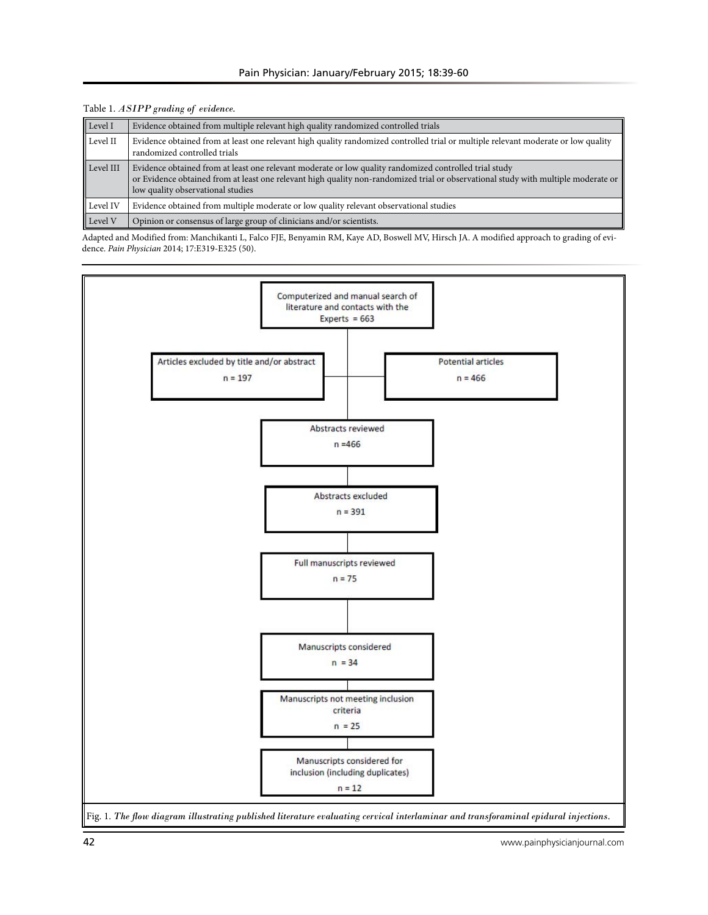Table 1. *ASIPP grading of evidence.*

| | |
|---|---|
| Level I | Evidence obtained from multiple relevant high quality randomized controlled trials |
| Level II | Evidence obtained from at least one relevant high quality randomized controlled trial or multiple relevant moderate or low quality randomized controlled trials |
| Level III | Evidence obtained from at least one relevant moderate or low quality randomized controlled trial study or Evidence obtained from at least one relevant high quality non-randomized trial or observational study with multiple moderate or low quality observational studies |
| Level IV | Evidence obtained from multiple moderate or low quality relevant observational studies |
| Level V | Opinion or consensus of large group of clinicians and/or scientists. |

Adapted and Modified from: Manchikanti L, Falco FJE, Benyamin RM, Kaye AD, Boswell MV, Hirsch JA. A modified approach to grading of evidence. *Pain Physician* 2014; 17:E319-E325 (50).

Computerized and manual search of literature and contacts with the Experts = 663

Articles excluded by title and/or abstract n = 197

Potential articles n = 466

Abstracts reviewed n =466

Abstracts excluded n = 391

Full manuscripts reviewed n = 75

Manuscripts considered n = 34

Manuscripts not meeting inclusion criteria n = 25

Manuscripts considered for inclusion (including duplicates) n = 12

Fig. 1. *The flow diagram illustrating published literature evaluating cervical interlaminar and transforaminal epidural injections.*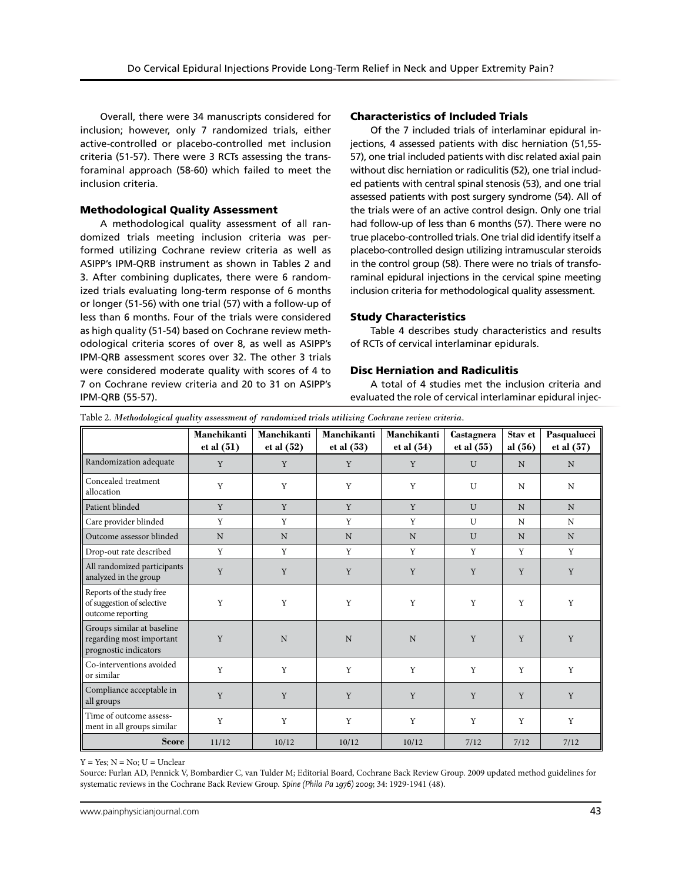Overall, there were 34 manuscripts considered for inclusion; however, only 7 randomized trials, either active-controlled or placebo-controlled met inclusion criteria (51-57). There were 3 RCTs assessing the transforaminal approach (58-60) which failed to meet the inclusion criteria.

### Methodological Quality Assessment

A methodological quality assessment of all randomized trials meeting inclusion criteria was performed utilizing Cochrane review criteria as well as ASIPP's IPM-QRB instrument as shown in Tables 2 and 3. After combining duplicates, there were 6 randomized trials evaluating long-term response of 6 months or longer (51-56) with one trial (57) with a follow-up of less than 6 months. Four of the trials were considered as high quality (51-54) based on Cochrane review methodological criteria scores of over 8, as well as ASIPP's IPM-QRB assessment scores over 32. The other 3 trials were considered moderate quality with scores of 4 to 7 on Cochrane review criteria and 20 to 31 on ASIPP's IPM-QRB (55-57).

### Characteristics of Included Trials

Of the 7 included trials of interlaminar epidural injections, 4 assessed patients with disc herniation (51,55-57), one trial included patients with disc related axial pain without disc herniation or radiculitis (52), one trial included patients with central spinal stenosis (53), and one trial assessed patients with post surgery syndrome (54). All of the trials were of an active control design. Only one trial had follow-up of less than 6 months (57). There were no true placebo-controlled trials. One trial did identify itself a placebo-controlled design utilizing intramuscular steroids in the control group (58). There were no trials of transforaminal epidural injections in the cervical spine meeting inclusion criteria for methodological quality assessment.

### Study Characteristics

Table 4 describes study characteristics and results of RCTs of cervical interlaminar epidurals.

### Disc Herniation and Radiculitis

A total of 4 studies met the inclusion criteria and evaluated the role of cervical interlaminar epidural injec-

Table 2. *Methodological quality assessment of randomized trials utilizing Cochrane review criteria.*

| | Manchikanti et al (51) | Manchikanti et al (52) | Manchikanti et al (53) | Manchikanti et al (54) | Castagnera et al (55) | Stav et al (56) | Pasqualucci et al (57) |
|---|---|---|---|---|---|---|---|
| Randomization adequate | Y | Y | Y | Y | U | N | N |
| Concealed treatment allocation | Y | Y | Y | Y | U | N | N |
| Patient blinded | Y | Y | Y | Y | U | N | N |
| Care provider blinded | Y | Y | Y | Y | U | N | N |
| Outcome assessor blinded | N | N | N | N | U | N | N |
| Drop-out rate described | Y | Y | Y | Y | Y | Y | Y |
| All randomized participants analyzed in the group | Y | Y | Y | Y | Y | Y | Y |
| Reports of the study free of suggestion of selective outcome reporting | Y | Y | Y | Y | Y | Y | Y |
| Groups similar at baseline regarding most important prognostic indicators | Y | N | N | N | Y | Y | Y |
| Co-interventions avoided or similar | Y | Y | Y | Y | Y | Y | Y |
| Compliance acceptable in all groups | Y | Y | Y | Y | Y | Y | Y |
| Time of outcome assessment in all groups similar | Y | Y | Y | Y | Y | Y | Y |
| **Score** | 11/12 | 10/12 | 10/12 | 10/12 | 7/12 | 7/12 | 7/12 |

Y = Yes; N = No; U = Unclear

Source: Furlan AD, Pennick V, Bombardier C, van Tulder M; Editorial Board, Cochrane Back Review Group. 2009 updated method guidelines for systematic reviews in the Cochrane Back Review Group. *Spine (Phila Pa 1976) 2009*; 34: 1929-1941 (48).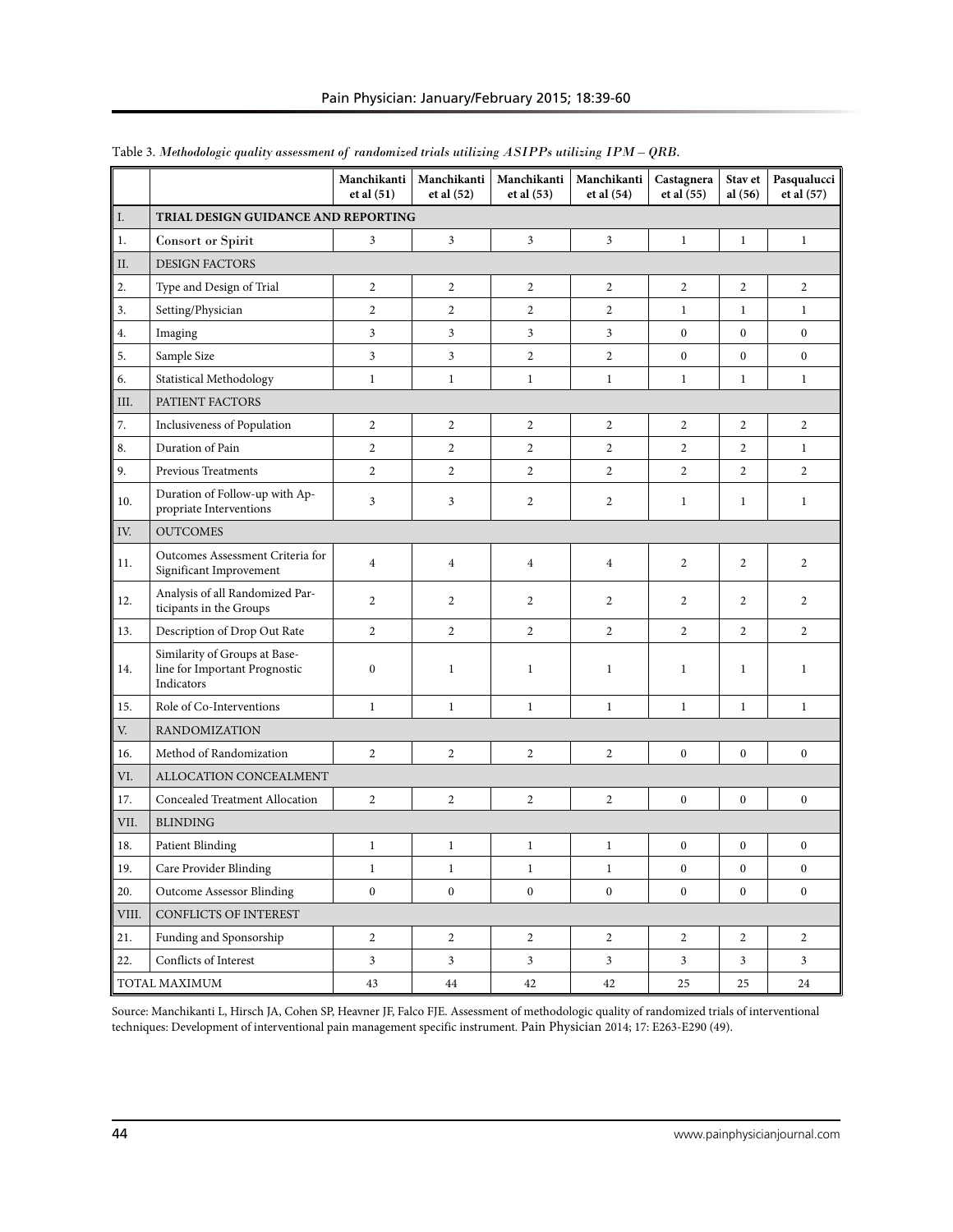Table 3. *Methodologic quality assessment of randomized trials utilizing ASIPPs utilizing IPM – QRB.*

| | | Manchikanti et al (51) | Manchikanti et al (52) | Manchikanti et al (53) | Manchikanti et al (54) | Castagnera et al (55) | Stav et al (56) | Pasqualucci et al (57) |
|---|---|---|---|---|---|---|---|---|
| I. | **TRIAL DESIGN GUIDANCE AND REPORTING** | | | | | | | |
| 1. | Consort or Spirit | 3 | 3 | 3 | 3 | 1 | 1 | 1 |
| II. | DESIGN FACTORS | | | | | | | |
| 2. | Type and Design of Trial | 2 | 2 | 2 | 2 | 2 | 2 | 2 |
| 3. | Setting/Physician | 2 | 2 | 2 | 2 | 1 | 1 | 1 |
| 4. | Imaging | 3 | 3 | 3 | 3 | 0 | 0 | 0 |
| 5. | Sample Size | 3 | 3 | 2 | 2 | 0 | 0 | 0 |
| 6. | Statistical Methodology | 1 | 1 | 1 | 1 | 1 | 1 | 1 |
| III. | PATIENT FACTORS | | | | | | | |
| 7. | Inclusiveness of Population | 2 | 2 | 2 | 2 | 2 | 2 | 2 |
| 8. | Duration of Pain | 2 | 2 | 2 | 2 | 2 | 2 | 1 |
| 9. | Previous Treatments | 2 | 2 | 2 | 2 | 2 | 2 | 2 |
| 10. | Duration of Follow-up with Appropriate Interventions | 3 | 3 | 2 | 2 | 1 | 1 | 1 |
| IV. | OUTCOMES | | | | | | | |
| 11. | Outcomes Assessment Criteria for Significant Improvement | 4 | 4 | 4 | 4 | 2 | 2 | 2 |
| 12. | Analysis of all Randomized Participants in the Groups | 2 | 2 | 2 | 2 | 2 | 2 | 2 |
| 13. | Description of Drop Out Rate | 2 | 2 | 2 | 2 | 2 | 2 | 2 |
| 14. | Similarity of Groups at Baseline for Important Prognostic Indicators | 0 | 1 | 1 | 1 | 1 | 1 | 1 |
| 15. | Role of Co-Interventions | 1 | 1 | 1 | 1 | 1 | 1 | 1 |
| V. | RANDOMIZATION | | | | | | | |
| 16. | Method of Randomization | 2 | 2 | 2 | 2 | 0 | 0 | 0 |
| VI. | ALLOCATION CONCEALMENT | | | | | | | |
| 17. | Concealed Treatment Allocation | 2 | 2 | 2 | 2 | 0 | 0 | 0 |
| VII. | BLINDING | | | | | | | |
| 18. | Patient Blinding | 1 | 1 | 1 | 1 | 0 | 0 | 0 |
| 19. | Care Provider Blinding | 1 | 1 | 1 | 1 | 0 | 0 | 0 |
| 20. | Outcome Assessor Blinding | 0 | 0 | 0 | 0 | 0 | 0 | 0 |
| VIII. | CONFLICTS OF INTEREST | | | | | | | |
| 21. | Funding and Sponsorship | 2 | 2 | 2 | 2 | 2 | 2 | 2 |
| 22. | Conflicts of Interest | 3 | 3 | 3 | 3 | 3 | 3 | 3 |
| TOTAL MAXIMUM | | 43 | 44 | 42 | 42 | 25 | 25 | 24 |

Source: Manchikanti L, Hirsch JA, Cohen SP, Heavner JF, Falco FJE. Assessment of methodologic quality of randomized trials of interventional techniques: Development of interventional pain management specific instrument. Pain Physician 2014; 17: E263-E290 (49).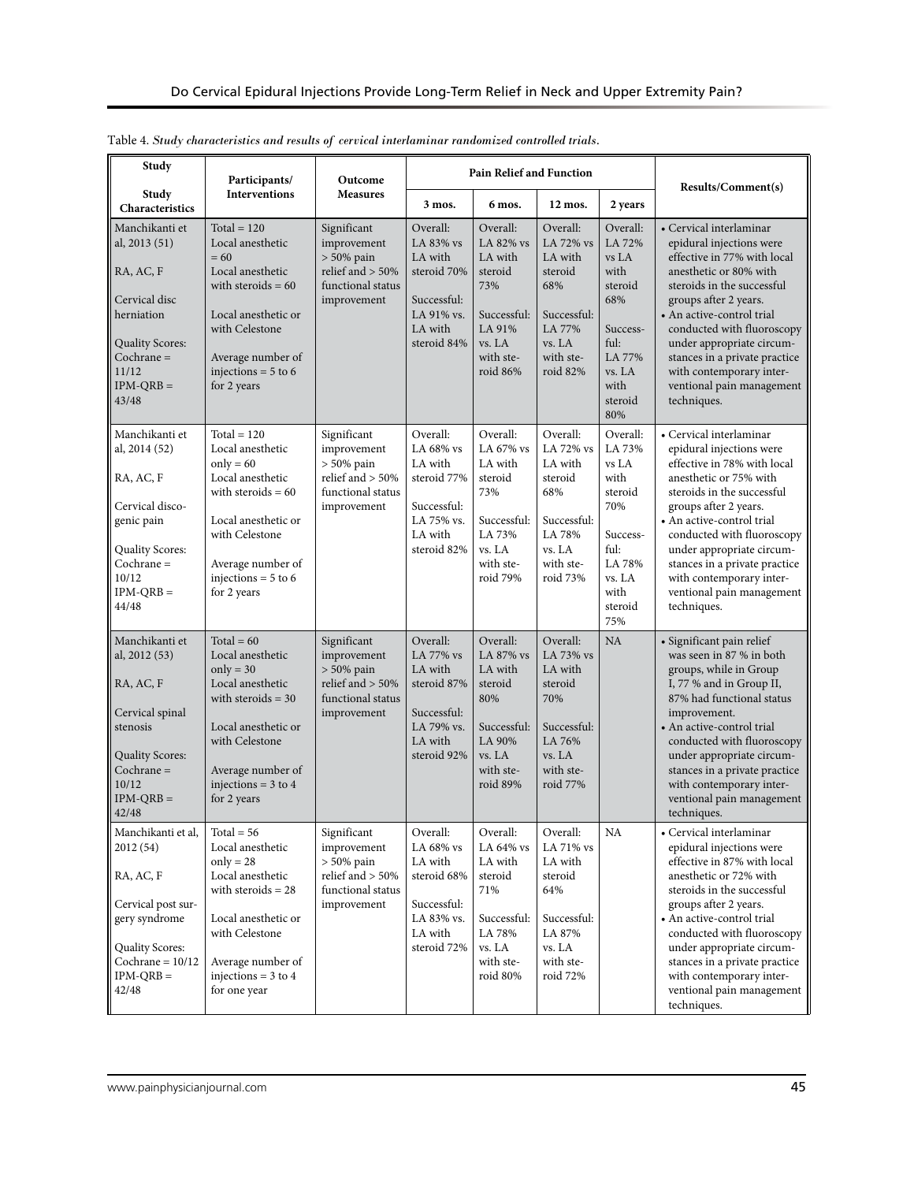Table 4. *Study characteristics and results of cervical interlaminar randomized controlled trials.*

| Study<br><br>Study Characteristics | Participants/ Interventions | Outcome Measures | Pain Relief and Function | | | | Results/Comment(s) |
|---|---|---|---|---|---|---|---|
| | | | 3 mos. | 6 mos. | 12 mos. | 2 years | |
| Manchikanti et al, 2013 (51)<br><br>RA, AC, F<br><br>Cervical disc herniation<br><br>Quality Scores: Cochrane = 11/12<br>IPM-QRB = 43/48 | Total = 120<br>Local anesthetic = 60<br>Local anesthetic with steroids = 60<br><br>Local anesthetic or with Celestone<br><br>Average number of injections = 5 to 6 for 2 years | Significant improvement > 50% pain relief and > 50% functional status improvement | Overall: LA 83% vs LA with steroid 70%<br><br>Successful: LA 91% vs. LA with steroid 84% | Overall: LA 82% vs LA with steroid 73%<br><br>Successful: LA 91% vs. LA with steroid 86% | Overall: LA 72% vs LA with steroid 68%<br><br>Successful: LA 77% vs. LA with steroid 82% | Overall: LA 72% vs LA with steroid 68%<br><br>Successful: LA 77% vs. LA with steroid 80% | • Cervical interlaminar epidural injections were effective in 77% with local anesthetic or 80% with steroids in the successful groups after 2 years.<br>• An active-control trial conducted with fluoroscopy under appropriate circumstances in a private practice with contemporary interventional pain management techniques. |
| Manchikanti et al, 2014 (52)<br><br>RA, AC, F<br><br>Cervical discogenic pain<br><br>Quality Scores: Cochrane = 10/12<br>IPM-QRB = 44/48 | Total = 120<br>Local anesthetic only = 60<br>Local anesthetic with steroids = 60<br><br>Local anesthetic or with Celestone<br><br>Average number of injections = 5 to 6 for 2 years | Significant improvement > 50% pain relief and > 50% functional status improvement | Overall: LA 68% vs LA with steroid 77%<br><br>Successful: LA 75% vs. LA with steroid 82% | Overall: LA 67% vs LA with steroid 73%<br><br>Successful: LA 73% vs. LA with steroid 79% | Overall: LA 72% vs LA with steroid 68%<br><br>Successful: LA 78% vs. LA with steroid 73% | Overall: LA 73% vs LA with steroid 70%<br><br>Successful: LA 78% vs. LA with steroid 75% | • Cervical interlaminar epidural injections were effective in 78% with local anesthetic or 75% with steroids in the successful groups after 2 years.<br>• An active-control trial conducted with fluoroscopy under appropriate circumstances in a private practice with contemporary interventional pain management techniques. |
| Manchikanti et al, 2012 (53)<br><br>RA, AC, F<br><br>Cervical spinal stenosis<br><br>Quality Scores: Cochrane = 10/12<br>IPM-QRB = 42/48 | Total = 60<br>Local anesthetic only = 30<br>Local anesthetic with steroids = 30<br><br>Local anesthetic or with Celestone<br><br>Average number of injections = 3 to 4 for 2 years | Significant improvement > 50% pain relief and > 50% functional status improvement | Overall: LA 77% vs LA with steroid 87%<br><br>Successful: LA 79% vs. LA with steroid 92% | Overall: LA 87% vs LA with steroid 80%<br><br>Successful: LA 90% vs. LA with steroid 89% | Overall: LA 73% vs LA with steroid 70%<br><br>Successful: LA 76% vs. LA with steroid 77% | NA | • Significant pain relief was seen in 87 % in both groups, while in Group I, 77 % and in Group II, 87% had functional status improvement.<br>• An active-control trial conducted with fluoroscopy under appropriate circumstances in a private practice with contemporary interventional pain management techniques. |
| Manchikanti et al, 2012 (54)<br><br>RA, AC, F<br><br>Cervical post surgery syndrome<br><br>Quality Scores: Cochrane = 10/12<br>IPM-QRB = 42/48 | Total = 56<br>Local anesthetic only = 28<br>Local anesthetic with steroids = 28<br><br>Local anesthetic or with Celestone<br><br>Average number of injections = 3 to 4 for one year | Significant improvement > 50% pain relief and > 50% functional status improvement | Overall: LA 68% vs LA with steroid 68%<br><br>Successful: LA 83% vs. LA with steroid 72% | Overall: LA 64% vs LA with steroid 71%<br><br>Successful: LA 78% vs. LA with steroid 80% | Overall: LA 71% vs LA with steroid 64%<br><br>Successful: LA 87% vs. LA with steroid 72% | NA | • Cervical interlaminar epidural injections were effective in 87% with local anesthetic or 72% with steroids in the successful groups after 2 years.<br>• An active-control trial conducted with fluoroscopy under appropriate circumstances in a private practice with contemporary interventional pain management techniques. |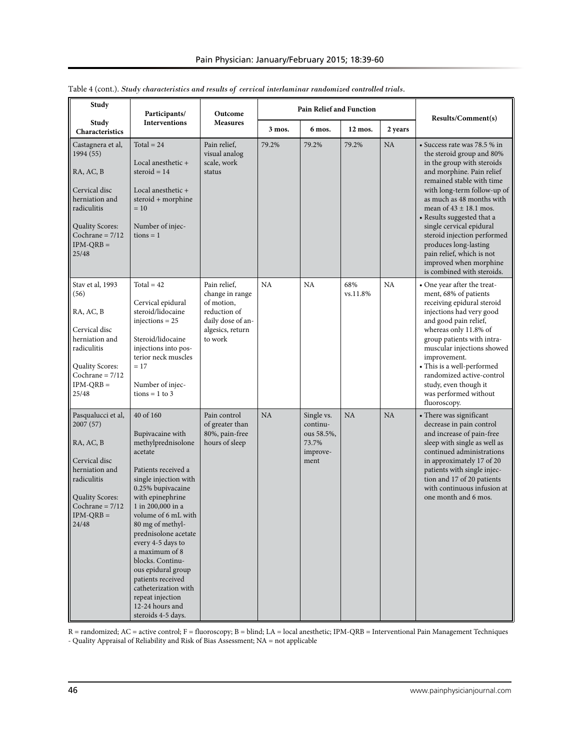Table 4 (cont.). *Study characteristics and results of cervical interlaminar randomized controlled trials.*

| Study<br>Study Characteristics | Participants/ Interventions | Outcome Measures | Pain Relief and Function | | | | Results/Comment(s) |
|---|---|---|---|---|---|---|---|
| | | | 3 mos. | 6 mos. | 12 mos. | 2 years | |
| Castagnera et al, 1994 (55)<br><br>RA, AC, B<br><br>Cervical disc herniation and radiculitis<br><br>Quality Scores: Cochrane = 7/12 IPM-QRB = 25/48 | Total = 24<br><br>Local anesthetic + steroid = 14<br><br>Local anesthetic + steroid + morphine = 10<br><br>Number of injections = 1 | Pain relief, visual analog scale, work status | 79.2% | 79.2% | 79.2% | NA | • Success rate was 78.5 % in the steroid group and 80% in the group with steroids and morphine. Pain relief remained stable with time with long-term follow-up of as much as 48 months with mean of 43 ± 18.1 mos.<br>• Results suggested that a single cervical epidural steroid injection performed produces long-lasting pain relief, which is not improved when morphine is combined with steroids. |
| Stav et al, 1993 (56)<br><br>RA, AC, B<br><br>Cervical disc herniation and radiculitis<br><br>Quality Scores: Cochrane = 7/12 IPM-QRB = 25/48 | Total = 42<br><br>Cervical epidural steroid/lidocaine injections = 25<br><br>Steroid/lidocaine injections into posterior neck muscles = 17<br><br>Number of injections = 1 to 3 | Pain relief, change in range of motion, reduction of daily dose of analgesics, return to work | NA | NA | 68% vs.11.8% | NA | • One year after the treatment, 68% of patients receiving epidural steroid injections had very good and good pain relief, whereas only 11.8% of group patients with intramuscular injections showed improvement.<br>• This is a well-performed randomized active-control study, even though it was performed without fluoroscopy. |
| Pasqualucci et al, 2007 (57)<br><br>RA, AC, B<br><br>Cervical disc herniation and radiculitis<br><br>Quality Scores: Cochrane = 7/12 IPM-QRB = 24/48 | 40 of 160<br><br>Bupivacaine with methylprednisolone acetate<br><br>Patients received a single injection with 0.25% bupivacaine with epinephrine 1 in 200,000 in a volume of 6 mL with 80 mg of methylprednisolone acetate every 4-5 days to a maximum of 8 blocks. Continuous epidural group patients received catheterization with repeat injection 12-24 hours and steroids 4-5 days. | Pain control of greater than 80%, pain-free hours of sleep | NA | Single vs. continuous 58.5%, 73.7% improvement | NA | NA | • There was significant decrease in pain control and increase of pain-free sleep with single as well as continued administrations in approximately 17 of 20 patients with single injection and 17 of 20 patients with continuous infusion at one month and 6 mos. |

R = randomized; AC = active control; F = fluoroscopy; B = blind; LA = local anesthetic; IPM-QRB = Interventional Pain Management Techniques - Quality Appraisal of Reliability and Risk of Bias Assessment; NA = not applicable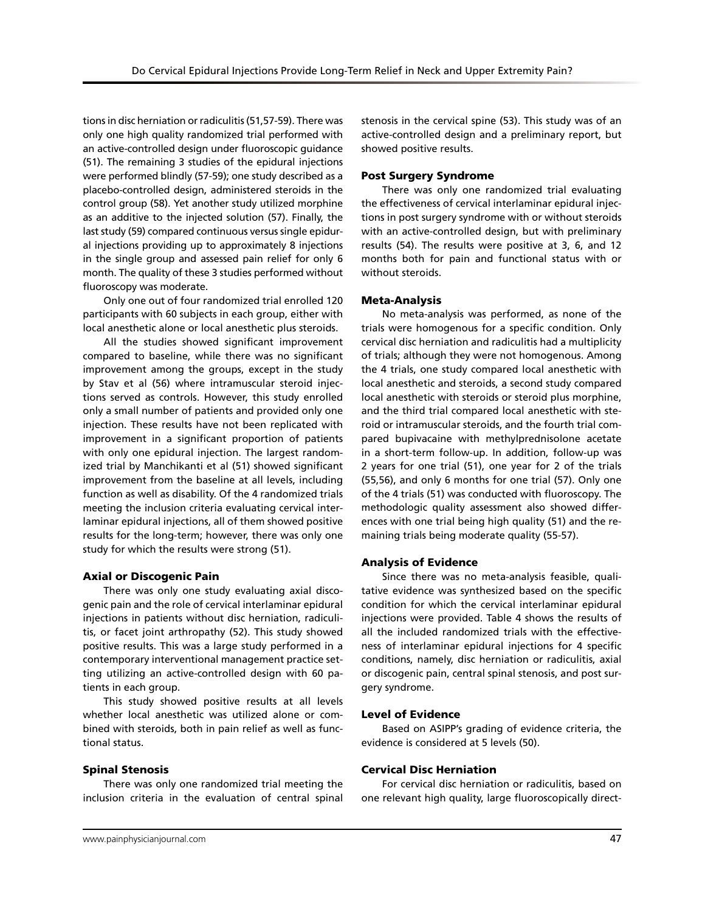tions in disc herniation or radiculitis (51,57-59). There was only one high quality randomized trial performed with an active-controlled design under fluoroscopic guidance (51). The remaining 3 studies of the epidural injections were performed blindly (57-59); one study described as a placebo-controlled design, administered steroids in the control group (58). Yet another study utilized morphine as an additive to the injected solution (57). Finally, the last study (59) compared continuous versus single epidural injections providing up to approximately 8 injections in the single group and assessed pain relief for only 6 month. The quality of these 3 studies performed without fluoroscopy was moderate.

Only one out of four randomized trial enrolled 120 participants with 60 subjects in each group, either with local anesthetic alone or local anesthetic plus steroids.

All the studies showed significant improvement compared to baseline, while there was no significant improvement among the groups, except in the study by Stav et al (56) where intramuscular steroid injections served as controls. However, this study enrolled only a small number of patients and provided only one injection. These results have not been replicated with improvement in a significant proportion of patients with only one epidural injection. The largest randomized trial by Manchikanti et al (51) showed significant improvement from the baseline at all levels, including function as well as disability. Of the 4 randomized trials meeting the inclusion criteria evaluating cervical interlaminar epidural injections, all of them showed positive results for the long-term; however, there was only one study for which the results were strong (51).

### Axial or Discogenic Pain

There was only one study evaluating axial discogenic pain and the role of cervical interlaminar epidural injections in patients without disc herniation, radiculitis, or facet joint arthropathy (52). This study showed positive results. This was a large study performed in a contemporary interventional management practice setting utilizing an active-controlled design with 60 patients in each group.

This study showed positive results at all levels whether local anesthetic was utilized alone or combined with steroids, both in pain relief as well as functional status.

### Spinal Stenosis

There was only one randomized trial meeting the inclusion criteria in the evaluation of central spinal stenosis in the cervical spine (53). This study was of an active-controlled design and a preliminary report, but showed positive results.

### Post Surgery Syndrome

There was only one randomized trial evaluating the effectiveness of cervical interlaminar epidural injections in post surgery syndrome with or without steroids with an active-controlled design, but with preliminary results (54). The results were positive at 3, 6, and 12 months both for pain and functional status with or without steroids.

### Meta-Analysis

No meta-analysis was performed, as none of the trials were homogenous for a specific condition. Only cervical disc herniation and radiculitis had a multiplicity of trials; although they were not homogenous. Among the 4 trials, one study compared local anesthetic with local anesthetic and steroids, a second study compared local anesthetic with steroids or steroid plus morphine, and the third trial compared local anesthetic with steroid or intramuscular steroids, and the fourth trial compared bupivacaine with methylprednisolone acetate in a short-term follow-up. In addition, follow-up was 2 years for one trial (51), one year for 2 of the trials (55,56), and only 6 months for one trial (57). Only one of the 4 trials (51) was conducted with fluoroscopy. The methodologic quality assessment also showed differences with one trial being high quality (51) and the remaining trials being moderate quality (55-57).

### Analysis of Evidence

Since there was no meta-analysis feasible, qualitative evidence was synthesized based on the specific condition for which the cervical interlaminar epidural injections were provided. Table 4 shows the results of all the included randomized trials with the effectiveness of interlaminar epidural injections for 4 specific conditions, namely, disc herniation or radiculitis, axial or discogenic pain, central spinal stenosis, and post surgery syndrome.

### Level of Evidence

Based on ASIPP's grading of evidence criteria, the evidence is considered at 5 levels (50).

### Cervical Disc Herniation

For cervical disc herniation or radiculitis, based on one relevant high quality, large fluoroscopically direct-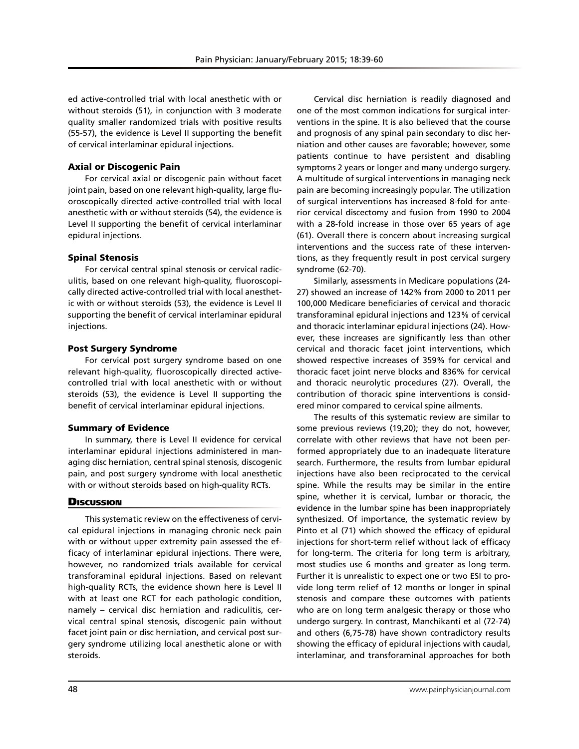ed active-controlled trial with local anesthetic with or without steroids (51), in conjunction with 3 moderate quality smaller randomized trials with positive results (55-57), the evidence is Level II supporting the benefit of cervical interlaminar epidural injections.

### Axial or Discogenic Pain

For cervical axial or discogenic pain without facet joint pain, based on one relevant high-quality, large fluoroscopically directed active-controlled trial with local anesthetic with or without steroids (54), the evidence is Level II supporting the benefit of cervical interlaminar epidural injections.

### Spinal Stenosis

For cervical central spinal stenosis or cervical radiculitis, based on one relevant high-quality, fluoroscopically directed active-controlled trial with local anesthetic with or without steroids (53), the evidence is Level II supporting the benefit of cervical interlaminar epidural injections.

### Post Surgery Syndrome

For cervical post surgery syndrome based on one relevant high-quality, fluoroscopically directed active-controlled trial with local anesthetic with or without steroids (53), the evidence is Level II supporting the benefit of cervical interlaminar epidural injections.

### Summary of Evidence

In summary, there is Level II evidence for cervical interlaminar epidural injections administered in managing disc herniation, central spinal stenosis, discogenic pain, and post surgery syndrome with local anesthetic with or without steroids based on high-quality RCTs.

## Discussion

This systematic review on the effectiveness of cervical epidural injections in managing chronic neck pain with or without upper extremity pain assessed the efficacy of interlaminar epidural injections. There were, however, no randomized trials available for cervical transforaminal epidural injections. Based on relevant high-quality RCTs, the evidence shown here is Level II with at least one RCT for each pathologic condition, namely – cervical disc herniation and radiculitis, cervical central spinal stenosis, discogenic pain without facet joint pain or disc herniation, and cervical post surgery syndrome utilizing local anesthetic alone or with steroids.

Cervical disc herniation is readily diagnosed and one of the most common indications for surgical interventions in the spine. It is also believed that the course and prognosis of any spinal pain secondary to disc herniation and other causes are favorable; however, some patients continue to have persistent and disabling symptoms 2 years or longer and many undergo surgery. A multitude of surgical interventions in managing neck pain are becoming increasingly popular. The utilization of surgical interventions has increased 8-fold for anterior cervical discectomy and fusion from 1990 to 2004 with a 28-fold increase in those over 65 years of age (61). Overall there is concern about increasing surgical interventions and the success rate of these interventions, as they frequently result in post cervical surgery syndrome (62-70).

Similarly, assessments in Medicare populations (24-27) showed an increase of 142% from 2000 to 2011 per 100,000 Medicare beneficiaries of cervical and thoracic transforaminal epidural injections and 123% of cervical and thoracic interlaminar epidural injections (24). However, these increases are significantly less than other cervical and thoracic facet joint interventions, which showed respective increases of 359% for cervical and thoracic facet joint nerve blocks and 836% for cervical and thoracic neurolytic procedures (27). Overall, the contribution of thoracic spine interventions is considered minor compared to cervical spine ailments.

The results of this systematic review are similar to some previous reviews (19,20); they do not, however, correlate with other reviews that have not been performed appropriately due to an inadequate literature search. Furthermore, the results from lumbar epidural injections have also been reciprocated to the cervical spine. While the results may be similar in the entire spine, whether it is cervical, lumbar or thoracic, the evidence in the lumbar spine has been inappropriately synthesized. Of importance, the systematic review by Pinto et al (71) which showed the efficacy of epidural injections for short-term relief without lack of efficacy for long-term. The criteria for long term is arbitrary, most studies use 6 months and greater as long term. Further it is unrealistic to expect one or two ESI to provide long term relief of 12 months or longer in spinal stenosis and compare these outcomes with patients who are on long term analgesic therapy or those who undergo surgery. In contrast, Manchikanti et al (72-74) and others (6,75-78) have shown contradictory results showing the efficacy of epidural injections with caudal, interlaminar, and transforaminal approaches for both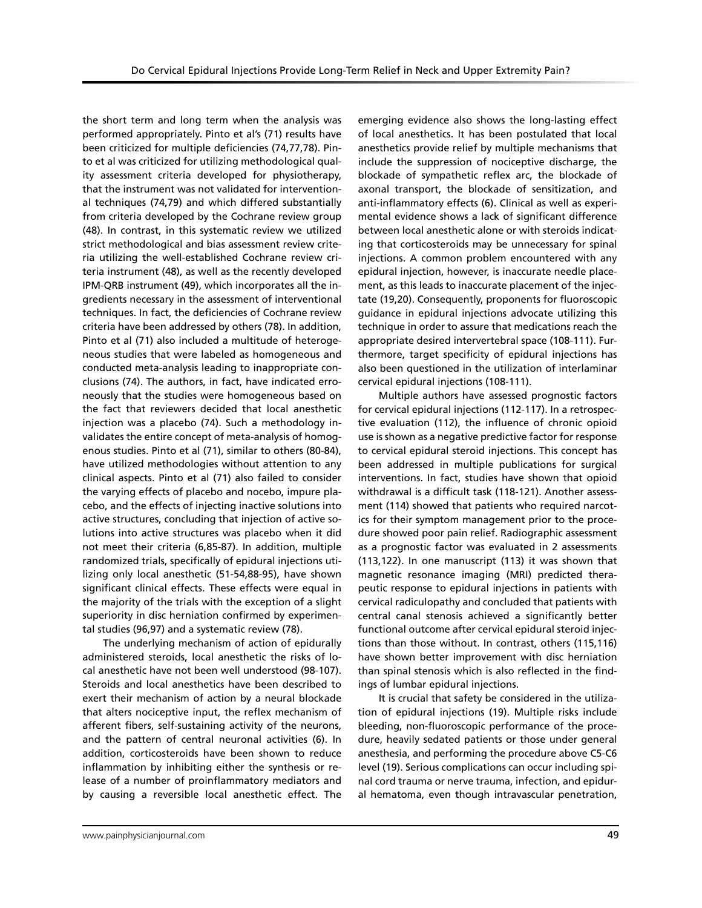the short term and long term when the analysis was performed appropriately. Pinto et al's (71) results have been criticized for multiple deficiencies (74,77,78). Pinto et al was criticized for utilizing methodological quality assessment criteria developed for physiotherapy, that the instrument was not validated for interventional techniques (74,79) and which differed substantially from criteria developed by the Cochrane review group (48). In contrast, in this systematic review we utilized strict methodological and bias assessment review criteria utilizing the well-established Cochrane review criteria instrument (48), as well as the recently developed IPM-QRB instrument (49), which incorporates all the ingredients necessary in the assessment of interventional techniques. In fact, the deficiencies of Cochrane review criteria have been addressed by others (78). In addition, Pinto et al (71) also included a multitude of heterogeneous studies that were labeled as homogeneous and conducted meta-analysis leading to inappropriate conclusions (74). The authors, in fact, have indicated erroneously that the studies were homogeneous based on the fact that reviewers decided that local anesthetic injection was a placebo (74). Such a methodology invalidates the entire concept of meta-analysis of homogenous studies. Pinto et al (71), similar to others (80-84), have utilized methodologies without attention to any clinical aspects. Pinto et al (71) also failed to consider the varying effects of placebo and nocebo, impure placebo, and the effects of injecting inactive solutions into active structures, concluding that injection of active solutions into active structures was placebo when it did not meet their criteria (6,85-87). In addition, multiple randomized trials, specifically of epidural injections utilizing only local anesthetic (51-54,88-95), have shown significant clinical effects. These effects were equal in the majority of the trials with the exception of a slight superiority in disc herniation confirmed by experimental studies (96,97) and a systematic review (78).

The underlying mechanism of action of epidurally administered steroids, local anesthetic the risks of local anesthetic have not been well understood (98-107). Steroids and local anesthetics have been described to exert their mechanism of action by a neural blockade that alters nociceptive input, the reflex mechanism of afferent fibers, self-sustaining activity of the neurons, and the pattern of central neuronal activities (6). In addition, corticosteroids have been shown to reduce inflammation by inhibiting either the synthesis or release of a number of proinflammatory mediators and by causing a reversible local anesthetic effect. The emerging evidence also shows the long-lasting effect of local anesthetics. It has been postulated that local anesthetics provide relief by multiple mechanisms that include the suppression of nociceptive discharge, the blockade of sympathetic reflex arc, the blockade of axonal transport, the blockade of sensitization, and anti-inflammatory effects (6). Clinical as well as experimental evidence shows a lack of significant difference between local anesthetic alone or with steroids indicating that corticosteroids may be unnecessary for spinal injections. A common problem encountered with any epidural injection, however, is inaccurate needle placement, as this leads to inaccurate placement of the injectate (19,20). Consequently, proponents for fluoroscopic guidance in epidural injections advocate utilizing this technique in order to assure that medications reach the appropriate desired intervertebral space (108-111). Furthermore, target specificity of epidural injections has also been questioned in the utilization of interlaminar cervical epidural injections (108-111).

Multiple authors have assessed prognostic factors for cervical epidural injections (112-117). In a retrospective evaluation (112), the influence of chronic opioid use is shown as a negative predictive factor for response to cervical epidural steroid injections. This concept has been addressed in multiple publications for surgical interventions. In fact, studies have shown that opioid withdrawal is a difficult task (118-121). Another assessment (114) showed that patients who required narcotics for their symptom management prior to the procedure showed poor pain relief. Radiographic assessment as a prognostic factor was evaluated in 2 assessments (113,122). In one manuscript (113) it was shown that magnetic resonance imaging (MRI) predicted therapeutic response to epidural injections in patients with cervical radiculopathy and concluded that patients with central canal stenosis achieved a significantly better functional outcome after cervical epidural steroid injections than those without. In contrast, others (115,116) have shown better improvement with disc herniation than spinal stenosis which is also reflected in the findings of lumbar epidural injections.

It is crucial that safety be considered in the utilization of epidural injections (19). Multiple risks include bleeding, non-fluoroscopic performance of the procedure, heavily sedated patients or those under general anesthesia, and performing the procedure above C5-C6 level (19). Serious complications can occur including spinal cord trauma or nerve trauma, infection, and epidural hematoma, even though intravascular penetration,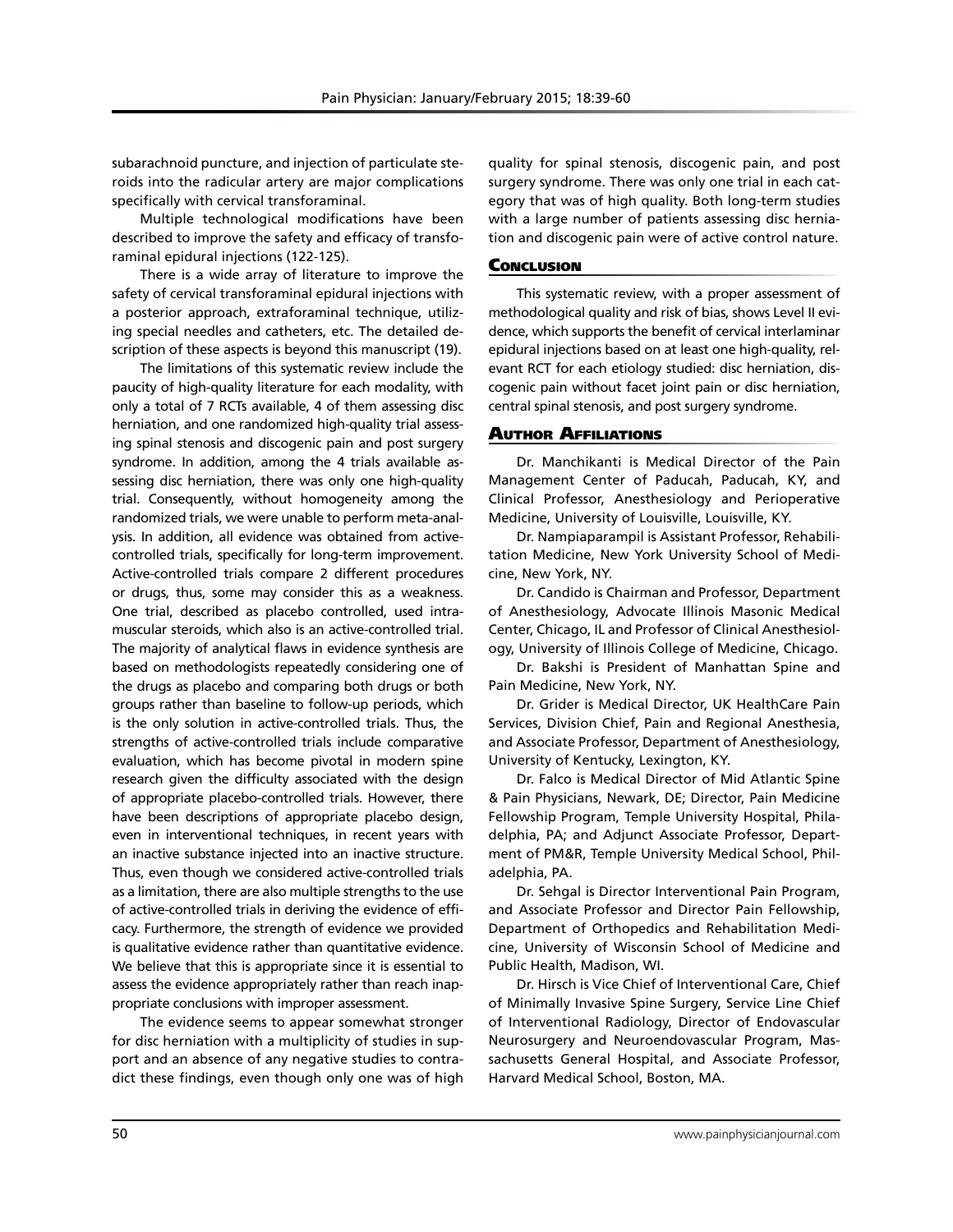subarachnoid puncture, and injection of particulate steroids into the radicular artery are major complications specifically with cervical transforaminal.

Multiple technological modifications have been described to improve the safety and efficacy of transforaminal epidural injections (122-125).

There is a wide array of literature to improve the safety of cervical transforaminal epidural injections with a posterior approach, extraforaminal technique, utilizing special needles and catheters, etc. The detailed description of these aspects is beyond this manuscript (19).

The limitations of this systematic review include the paucity of high-quality literature for each modality, with only a total of 7 RCTs available, 4 of them assessing disc herniation, and one randomized high-quality trial assessing spinal stenosis and discogenic pain and post surgery syndrome. In addition, among the 4 trials available assessing disc herniation, there was only one high-quality trial. Consequently, without homogeneity among the randomized trials, we were unable to perform meta-analysis. In addition, all evidence was obtained from active-controlled trials, specifically for long-term improvement. Active-controlled trials compare 2 different procedures or drugs, thus, some may consider this as a weakness. One trial, described as placebo controlled, used intramuscular steroids, which also is an active-controlled trial. The majority of analytical flaws in evidence synthesis are based on methodologists repeatedly considering one of the drugs as placebo and comparing both drugs or both groups rather than baseline to follow-up periods, which is the only solution in active-controlled trials. Thus, the strengths of active-controlled trials include comparative evaluation, which has become pivotal in modern spine research given the difficulty associated with the design of appropriate placebo-controlled trials. However, there have been descriptions of appropriate placebo design, even in interventional techniques, in recent years with an inactive substance injected into an inactive structure. Thus, even though we considered active-controlled trials as a limitation, there are also multiple strengths to the use of active-controlled trials in deriving the evidence of efficacy. Furthermore, the strength of evidence we provided is qualitative evidence rather than quantitative evidence. We believe that this is appropriate since it is essential to assess the evidence appropriately rather than reach inappropriate conclusions with improper assessment.

The evidence seems to appear somewhat stronger for disc herniation with a multiplicity of studies in support and an absence of any negative studies to contradict these findings, even though only one was of high quality for spinal stenosis, discogenic pain, and post surgery syndrome. There was only one trial in each category that was of high quality. Both long-term studies with a large number of patients assessing disc herniation and discogenic pain were of active control nature.

## Conclusion

This systematic review, with a proper assessment of methodological quality and risk of bias, shows Level II evidence, which supports the benefit of cervical interlaminar epidural injections based on at least one high-quality, relevant RCT for each etiology studied: disc herniation, discogenic pain without facet joint pain or disc herniation, central spinal stenosis, and post surgery syndrome.

## Author Affiliations

Dr. Manchikanti is Medical Director of the Pain Management Center of Paducah, Paducah, KY, and Clinical Professor, Anesthesiology and Perioperative Medicine, University of Louisville, Louisville, KY.

Dr. Nampiaparampil is Assistant Professor, Rehabilitation Medicine, New York University School of Medicine, New York, NY.

Dr. Candido is Chairman and Professor, Department of Anesthesiology, Advocate Illinois Masonic Medical Center, Chicago, IL and Professor of Clinical Anesthesiology, University of Illinois College of Medicine, Chicago.

Dr. Bakshi is President of Manhattan Spine and Pain Medicine, New York, NY.

Dr. Grider is Medical Director, UK HealthCare Pain Services, Division Chief, Pain and Regional Anesthesia, and Associate Professor, Department of Anesthesiology, University of Kentucky, Lexington, KY.

Dr. Falco is Medical Director of Mid Atlantic Spine & Pain Physicians, Newark, DE; Director, Pain Medicine Fellowship Program, Temple University Hospital, Philadelphia, PA; and Adjunct Associate Professor, Department of PM&R, Temple University Medical School, Philadelphia, PA.

Dr. Sehgal is Director Interventional Pain Program, and Associate Professor and Director Pain Fellowship, Department of Orthopedics and Rehabilitation Medicine, University of Wisconsin School of Medicine and Public Health, Madison, WI.

Dr. Hirsch is Vice Chief of Interventional Care, Chief of Minimally Invasive Spine Surgery, Service Line Chief of Interventional Radiology, Director of Endovascular Neurosurgery and Neuroendovascular Program, Massachusetts General Hospital, and Associate Professor, Harvard Medical School, Boston, MA.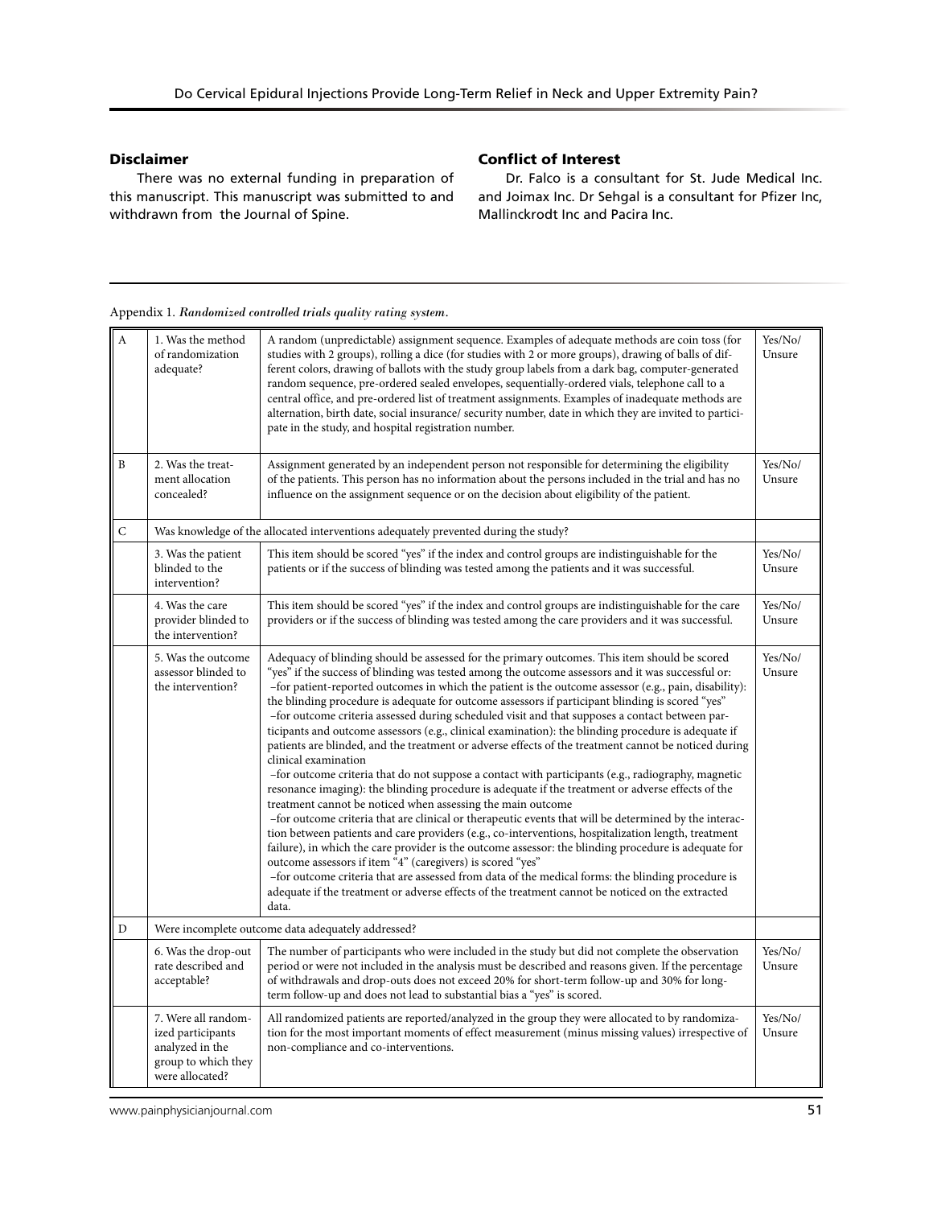## Disclaimer

There was no external funding in preparation of this manuscript. This manuscript was submitted to and withdrawn from the Journal of Spine.

## Conflict of Interest

Dr. Falco is a consultant for St. Jude Medical Inc. and Joimax Inc. Dr Sehgal is a consultant for Pfizer Inc, Mallinckrodt Inc and Pacira Inc.

Appendix 1. *Randomized controlled trials quality rating system.*

| | | | |
|---|---|---|---|
| A | 1. Was the method of randomization adequate? | A random (unpredictable) assignment sequence. Examples of adequate methods are coin toss (for studies with 2 groups), rolling a dice (for studies with 2 or more groups), drawing of balls of different colors, drawing of ballots with the study group labels from a dark bag, computer-generated random sequence, pre-ordered sealed envelopes, sequentially-ordered vials, telephone call to a central office, and pre-ordered list of treatment assignments. Examples of inadequate methods are alternation, birth date, social insurance/ security number, date in which they are invited to participate in the study, and hospital registration number. | Yes/No/ Unsure |
| B | 2. Was the treatment allocation concealed? | Assignment generated by an independent person not responsible for determining the eligibility of the patients. This person has no information about the persons included in the trial and has no influence on the assignment sequence or on the decision about eligibility of the patient. | Yes/No/ Unsure |
| C | Was knowledge of the allocated interventions adequately prevented during the study? | | |
| | 3. Was the patient blinded to the intervention? | This item should be scored "yes" if the index and control groups are indistinguishable for the patients or if the success of blinding was tested among the patients and it was successful. | Yes/No/ Unsure |
| | 4. Was the care provider blinded to the intervention? | This item should be scored "yes" if the index and control groups are indistinguishable for the care providers or if the success of blinding was tested among the care providers and it was successful. | Yes/No/ Unsure |
| | 5. Was the outcome assessor blinded to the intervention? | Adequacy of blinding should be assessed for the primary outcomes. This item should be scored "yes" if the success of blinding was tested among the outcome assessors and it was successful or: –for patient-reported outcomes in which the patient is the outcome assessor (e.g., pain, disability): the blinding procedure is adequate for outcome assessors if participant blinding is scored "yes" –for outcome criteria assessed during scheduled visit and that supposes a contact between participants and outcome assessors (e.g., clinical examination): the blinding procedure is adequate if patients are blinded, and the treatment or adverse effects of the treatment cannot be noticed during clinical examination –for outcome criteria that do not suppose a contact with participants (e.g., radiography, magnetic resonance imaging): the blinding procedure is adequate if the treatment or adverse effects of the treatment cannot be noticed when assessing the main outcome –for outcome criteria that are clinical or therapeutic events that will be determined by the interaction between patients and care providers (e.g., co-interventions, hospitalization length, treatment failure), in which the care provider is the outcome assessor: the blinding procedure is adequate for outcome assessors if item "4" (caregivers) is scored "yes" –for outcome criteria that are assessed from data of the medical forms: the blinding procedure is adequate if the treatment or adverse effects of the treatment cannot be noticed on the extracted data. | Yes/No/ Unsure |
| D | Were incomplete outcome data adequately addressed? | | |
| | 6. Was the drop-out rate described and acceptable? | The number of participants who were included in the study but did not complete the observation period or were not included in the analysis must be described and reasons given. If the percentage of withdrawals and drop-outs does not exceed 20% for short-term follow-up and 30% for long-term follow-up and does not lead to substantial bias a "yes" is scored. | Yes/No/ Unsure |
| | 7. Were all randomized participants analyzed in the group to which they were allocated? | All randomized patients are reported/analyzed in the group they were allocated to by randomization for the most important moments of effect measurement (minus missing values) irrespective of non-compliance and co-interventions. | Yes/No/ Unsure |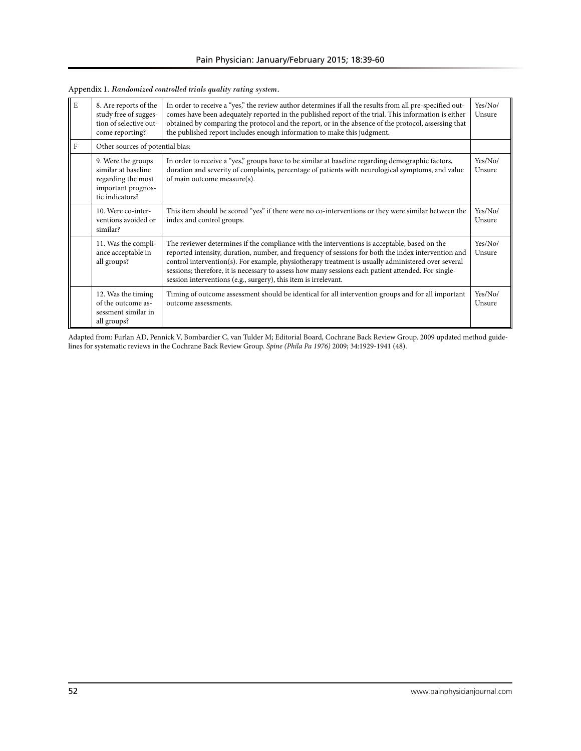Appendix 1. *Randomized controlled trials quality rating system.*

| | | | |
|---|---|---|---|
| E | 8. Are reports of the study free of suggestion of selective outcome reporting? | In order to receive a "yes," the review author determines if all the results from all pre-specified outcomes have been adequately reported in the published report of the trial. This information is either obtained by comparing the protocol and the report, or in the absence of the protocol, assessing that the published report includes enough information to make this judgment. | Yes/No/ Unsure |
| F | Other sources of potential bias: | | |
| | 9. Were the groups similar at baseline regarding the most important prognostic indicators? | In order to receive a "yes," groups have to be similar at baseline regarding demographic factors, duration and severity of complaints, percentage of patients with neurological symptoms, and value of main outcome measure(s). | Yes/No/ Unsure |
| | 10. Were co-interventions avoided or similar? | This item should be scored "yes" if there were no co-interventions or they were similar between the index and control groups. | Yes/No/ Unsure |
| | 11. Was the compliance acceptable in all groups? | The reviewer determines if the compliance with the interventions is acceptable, based on the reported intensity, duration, number, and frequency of sessions for both the index intervention and control intervention(s). For example, physiotherapy treatment is usually administered over several sessions; therefore, it is necessary to assess how many sessions each patient attended. For single-session interventions (e.g., surgery), this item is irrelevant. | Yes/No/ Unsure |
| | 12. Was the timing of the outcome assessment similar in all groups? | Timing of outcome assessment should be identical for all intervention groups and for all important outcome assessments. | Yes/No/ Unsure |

Adapted from: Furlan AD, Pennick V, Bombardier C, van Tulder M; Editorial Board, Cochrane Back Review Group. 2009 updated method guidelines for systematic reviews in the Cochrane Back Review Group. *Spine (Phila Pa 1976)* 2009; 34:1929-1941 (48).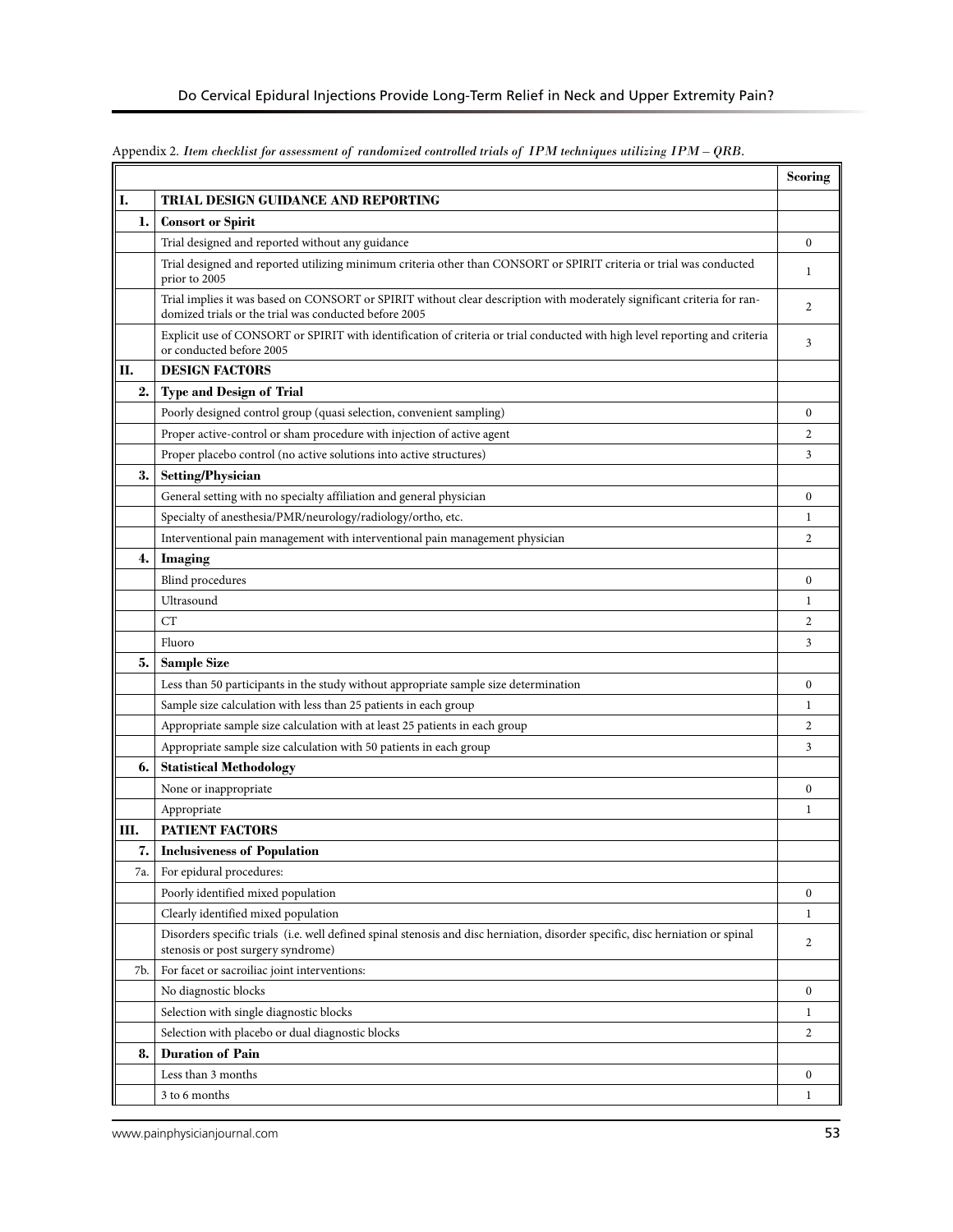Appendix 2. *Item checklist for assessment of randomized controlled trials of IPM techniques utilizing IPM – QRB.*

| | | Scoring |
|---|---|---|
| **I.** | **TRIAL DESIGN GUIDANCE AND REPORTING** | |
| **1.** | **Consort or Spirit** | |
| | Trial designed and reported without any guidance | 0 |
| | Trial designed and reported utilizing minimum criteria other than CONSORT or SPIRIT criteria or trial was conducted prior to 2005 | 1 |
| | Trial implies it was based on CONSORT or SPIRIT without clear description with moderately significant criteria for randomized trials or the trial was conducted before 2005 | 2 |
| | Explicit use of CONSORT or SPIRIT with identification of criteria or trial conducted with high level reporting and criteria or conducted before 2005 | 3 |
| **II.** | **DESIGN FACTORS** | |
| **2.** | **Type and Design of Trial** | |
| | Poorly designed control group (quasi selection, convenient sampling) | 0 |
| | Proper active-control or sham procedure with injection of active agent | 2 |
| | Proper placebo control (no active solutions into active structures) | 3 |
| **3.** | **Setting/Physician** | |
| | General setting with no specialty affiliation and general physician | 0 |
| | Specialty of anesthesia/PMR/neurology/radiology/ortho, etc. | 1 |
| | Interventional pain management with interventional pain management physician | 2 |
| **4.** | **Imaging** | |
| | Blind procedures | 0 |
| | Ultrasound | 1 |
| | CT | 2 |
| | Fluoro | 3 |
| **5.** | **Sample Size** | |
| | Less than 50 participants in the study without appropriate sample size determination | 0 |
| | Sample size calculation with less than 25 patients in each group | 1 |
| | Appropriate sample size calculation with at least 25 patients in each group | 2 |
| | Appropriate sample size calculation with 50 patients in each group | 3 |
| **6.** | **Statistical Methodology** | |
| | None or inappropriate | 0 |
| | Appropriate | 1 |
| **III.** | **PATIENT FACTORS** | |
| **7.** | **Inclusiveness of Population** | |
| 7a. | For epidural procedures: | |
| | Poorly identified mixed population | 0 |
| | Clearly identified mixed population | 1 |
| | Disorders specific trials (i.e. well defined spinal stenosis and disc herniation, disorder specific, disc herniation or spinal stenosis or post surgery syndrome) | 2 |
| 7b. | For facet or sacroiliac joint interventions: | |
| | No diagnostic blocks | 0 |
| | Selection with single diagnostic blocks | 1 |
| | Selection with placebo or dual diagnostic blocks | 2 |
| **8.** | **Duration of Pain** | |
| | Less than 3 months | 0 |
| | 3 to 6 months | 1 |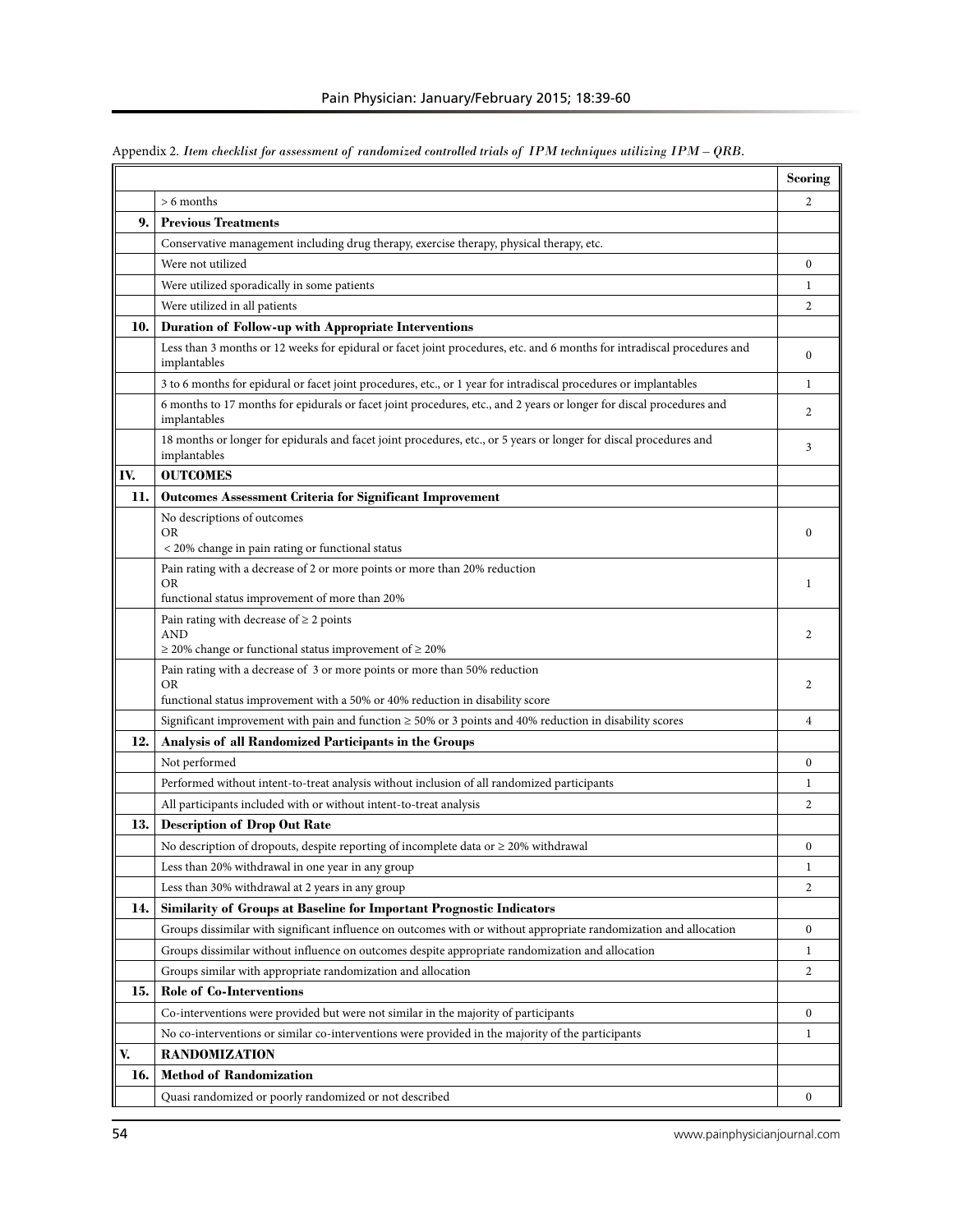Appendix 2. *Item checklist for assessment of randomized controlled trials of IPM techniques utilizing IPM – QRB.*

| | | Scoring |
|---|---|---|
| | > 6 months | 2 |
| **9.** | **Previous Treatments** | |
| | Conservative management including drug therapy, exercise therapy, physical therapy, etc. | |
| | Were not utilized | 0 |
| | Were utilized sporadically in some patients | 1 |
| | Were utilized in all patients | 2 |
| **10.** | **Duration of Follow-up with Appropriate Interventions** | |
| | Less than 3 months or 12 weeks for epidural or facet joint procedures, etc. and 6 months for intradiscal procedures and implantables | 0 |
| | 3 to 6 months for epidural or facet joint procedures, etc., or 1 year for intradiscal procedures or implantables | 1 |
| | 6 months to 17 months for epidurals or facet joint procedures, etc., and 2 years or longer for discal procedures and implantables | 2 |
| | 18 months or longer for epidurals and facet joint procedures, etc., or 5 years or longer for discal procedures and implantables | 3 |
| **IV.** | **OUTCOMES** | |
| **11.** | **Outcomes Assessment Criteria for Significant Improvement** | |
| | No descriptions of outcomes<br>OR<br>< 20% change in pain rating or functional status | 0 |
| | Pain rating with a decrease of 2 or more points or more than 20% reduction<br>OR<br>functional status improvement of more than 20% | 1 |
| | Pain rating with decrease of ≥ 2 points<br>AND<br>≥ 20% change or functional status improvement of ≥ 20% | 2 |
| | Pain rating with a decrease of 3 or more points or more than 50% reduction<br>OR<br>functional status improvement with a 50% or 40% reduction in disability score | 2 |
| | Significant improvement with pain and function ≥ 50% or 3 points and 40% reduction in disability scores | 4 |
| **12.** | **Analysis of all Randomized Participants in the Groups** | |
| | Not performed | 0 |
| | Performed without intent-to-treat analysis without inclusion of all randomized participants | 1 |
| | All participants included with or without intent-to-treat analysis | 2 |
| **13.** | **Description of Drop Out Rate** | |
| | No description of dropouts, despite reporting of incomplete data or ≥ 20% withdrawal | 0 |
| | Less than 20% withdrawal in one year in any group | 1 |
| | Less than 30% withdrawal at 2 years in any group | 2 |
| **14.** | **Similarity of Groups at Baseline for Important Prognostic Indicators** | |
| | Groups dissimilar with significant influence on outcomes with or without appropriate randomization and allocation | 0 |
| | Groups dissimilar without influence on outcomes despite appropriate randomization and allocation | 1 |
| | Groups similar with appropriate randomization and allocation | 2 |
| **15.** | **Role of Co-Interventions** | |
| | Co-interventions were provided but were not similar in the majority of participants | 0 |
| | No co-interventions or similar co-interventions were provided in the majority of the participants | 1 |
| **V.** | **RANDOMIZATION** | |
| **16.** | **Method of Randomization** | |
| | Quasi randomized or poorly randomized or not described | 0 |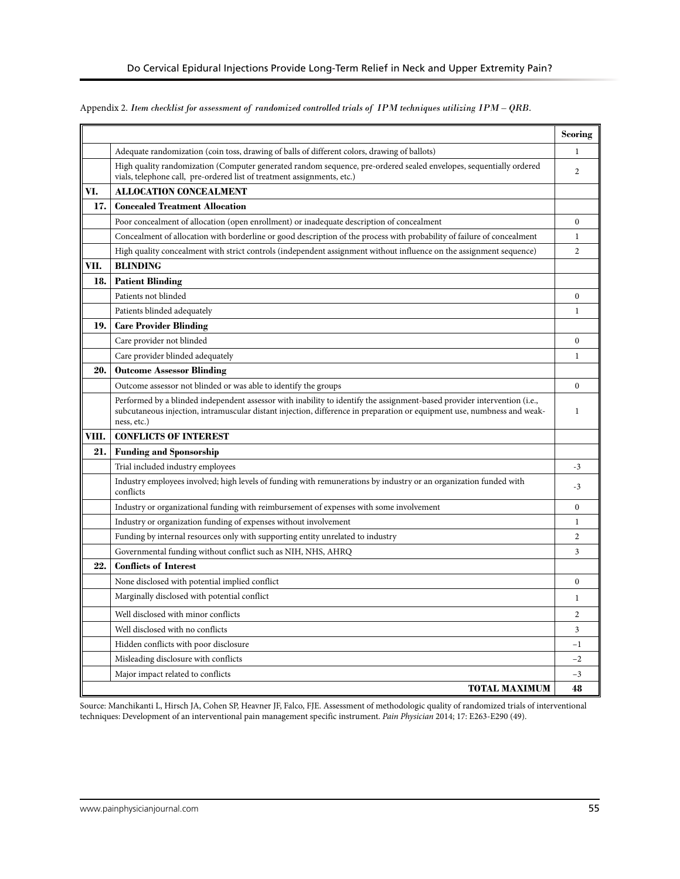Appendix 2. *Item checklist for assessment of randomized controlled trials of IPM techniques utilizing IPM – QRB.*

| | | Scoring |
|---|---|---|
| | Adequate randomization (coin toss, drawing of balls of different colors, drawing of ballots) | 1 |
| | High quality randomization (Computer generated random sequence, pre-ordered sealed envelopes, sequentially ordered vials, telephone call, pre-ordered list of treatment assignments, etc.) | 2 |
| **VI.** | **ALLOCATION CONCEALMENT** | |
| **17.** | **Concealed Treatment Allocation** | |
| | Poor concealment of allocation (open enrollment) or inadequate description of concealment | 0 |
| | Concealment of allocation with borderline or good description of the process with probability of failure of concealment | 1 |
| | High quality concealment with strict controls (independent assignment without influence on the assignment sequence) | 2 |
| **VII.** | **BLINDING** | |
| **18.** | **Patient Blinding** | |
| | Patients not blinded | 0 |
| | Patients blinded adequately | 1 |
| **19.** | **Care Provider Blinding** | |
| | Care provider not blinded | 0 |
| | Care provider blinded adequately | 1 |
| **20.** | **Outcome Assessor Blinding** | |
| | Outcome assessor not blinded or was able to identify the groups | 0 |
| | Performed by a blinded independent assessor with inability to identify the assignment-based provider intervention (i.e., subcutaneous injection, intramuscular distant injection, difference in preparation or equipment use, numbness and weakness, etc.) | 1 |
| **VIII.** | **CONFLICTS OF INTEREST** | |
| **21.** | **Funding and Sponsorship** | |
| | Trial included industry employees | -3 |
| | Industry employees involved; high levels of funding with remunerations by industry or an organization funded with conflicts | -3 |
| | Industry or organizational funding with reimbursement of expenses with some involvement | 0 |
| | Industry or organization funding of expenses without involvement | 1 |
| | Funding by internal resources only with supporting entity unrelated to industry | 2 |
| | Governmental funding without conflict such as NIH, NHS, AHRQ | 3 |
| **22.** | **Conflicts of Interest** | |
| | None disclosed with potential implied conflict | 0 |
| | Marginally disclosed with potential conflict | 1 |
| | Well disclosed with minor conflicts | 2 |
| | Well disclosed with no conflicts | 3 |
| | Hidden conflicts with poor disclosure | −1 |
| | Misleading disclosure with conflicts | −2 |
| | Major impact related to conflicts | −3 |
| | **TOTAL MAXIMUM** | **48** |

Source: Manchikanti L, Hirsch JA, Cohen SP, Heavner JF, Falco, FJE. Assessment of methodologic quality of randomized trials of interventional techniques: Development of an interventional pain management specific instrument. *Pain Physician* 2014; 17: E263-E290 (49).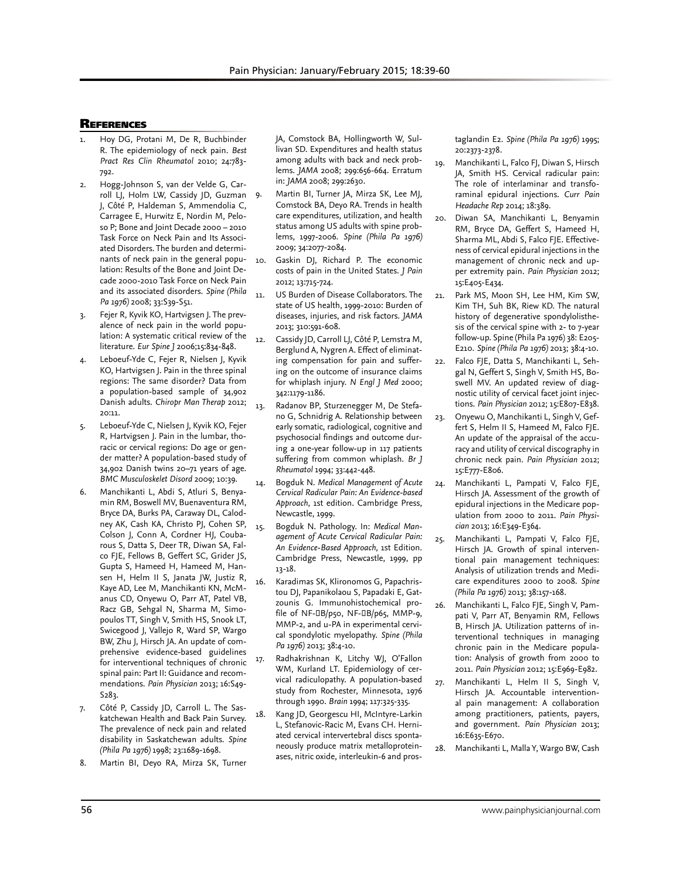## References

1. Hoy DG, Protani M, De R, Buchbinder R. The epidemiology of neck pain. *Best Pract Res Clin Rheumatol* 2010; 24:783-792.
2. Hogg-Johnson S, van der Velde G, Carroll LJ, Holm LW, Cassidy JD, Guzman J, Côté P, Haldeman S, Ammendolia C, Carragee E, Hurwitz E, Nordin M, Peloso P; Bone and Joint Decade 2000 – 2010 Task Force on Neck Pain and Its Associated Disorders. The burden and determinants of neck pain in the general population: Results of the Bone and Joint Decade 2000-2010 Task Force on Neck Pain and its associated disorders. *Spine (Phila Pa 1976)* 2008; 33:S39-S51.
3. Fejer R, Kyvik KO, Hartvigsen J. The prevalence of neck pain in the world population: A systematic critical review of the literature. *Eur Spine J* 2006;15:834-848.
4. Leboeuf-Yde C, Fejer R, Nielsen J, Kyvik KO, Hartvigsen J. Pain in the three spinal regions: The same disorder? Data from a population-based sample of 34,902 Danish adults. *Chiropr Man Therap* 2012; 20:11.
5. Leboeuf-Yde C, Nielsen J, Kyvik KO, Fejer R, Hartvigsen J. Pain in the lumbar, thoracic or cervical regions: Do age or gender matter? A population-based study of 34,902 Danish twins 20–71 years of age. *BMC Musculoskelet Disord* 2009; 10:39.
6. Manchikanti L, Abdi S, Atluri S, Benyamin RM, Boswell MV, Buenaventura RM, Bryce DA, Burks PA, Caraway DL, Calodney AK, Cash KA, Christo PJ, Cohen SP, Colson J, Conn A, Cordner HJ, Coubarous S, Datta S, Deer TR, Diwan SA, Falco FJE, Fellows B, Geffert SC, Grider JS, Gupta S, Hameed H, Hameed M, Hansen H, Helm II S, Janata JW, Justiz R, Kaye AD, Lee M, Manchikanti KN, McManus CD, Onyewu O, Parr AT, Patel VB, Racz GB, Sehgal N, Sharma M, Simopoulos TT, Singh V, Smith HS, Snook LT, Swicegood J, Vallejo R, Ward SP, Wargo BW, Zhu J, Hirsch JA. An update of comprehensive evidence-based guidelines for interventional techniques of chronic spinal pain: Part II: Guidance and recommendations. *Pain Physician* 2013; 16:S49-S283.
7. Côté P, Cassidy JD, Carroll L. The Saskatchewan Health and Back Pain Survey. The prevalence of neck pain and related disability in Saskatchewan adults. *Spine (Phila Pa 1976)* 1998; 23:1689-1698.
8. Martin BI, Deyo RA, Mirza SK, Turner JA, Comstock BA, Hollingworth W, Sullivan SD. Expenditures and health status among adults with back and neck problems. *JAMA* 2008; 299:656-664. Erratum in: *JAMA* 2008; 299:2630.
9. Martin BI, Turner JA, Mirza SK, Lee MJ, Comstock BA, Deyo RA. Trends in health care expenditures, utilization, and health status among US adults with spine problems, 1997-2006. *Spine (Phila Pa 1976)* 2009; 34:2077-2084.
10. Gaskin DJ, Richard P. The economic costs of pain in the United States. *J Pain* 2012; 13:715-724.
11. US Burden of Disease Collaborators. The state of US health, 1999-2010: Burden of diseases, injuries, and risk factors. *JAMA* 2013; 310:591-608.
12. Cassidy JD, Carroll LJ, Côté P, Lemstra M, Berglund A, Nygren A. Effect of eliminating compensation for pain and suffering on the outcome of insurance claims for whiplash injury. *N Engl J Med* 2000; 342:1179-1186.
13. Radanov BP, Sturzenegger M, De Stefano G, Schnidrig A. Relationship between early somatic, radiological, cognitive and psychosocial findings and outcome during a one-year follow-up in 117 patients suffering from common whiplash. *Br J Rheumatol* 1994; 33:442-448.
14. Bogduk N. *Medical Management of Acute Cervical Radicular Pain: An Evidence-based Approach*, 1st edition. Cambridge Press, Newcastle, 1999.
15. Bogduk N. Pathology. In: *Medical Management of Acute Cervical Radicular Pain: An Evidence-Based Approach*, 1st Edition. Cambridge Press, Newcastle, 1999, pp 13-18.
16. Karadimas SK, Klironomos G, Papachristou DJ, Papanikolaou S, Papadaki E, Gatzounis G. Immunohistochemical profile of NF-κB/p50, NF-κB/p65, MMP-9, MMP-2, and u-PA in experimental cervical spondylotic myelopathy. *Spine (Phila Pa 1976)* 2013; 38:4-10.
17. Radhakrishnan K, Litchy WJ, O'Fallon WM, Kurland LT. Epidemiology of cervical radiculopathy. A population-based study from Rochester, Minnesota, 1976 through 1990. *Brain* 1994; 117:325-335.
18. Kang JD, Georgescu HI, McIntyre-Larkin L, Stefanovic-Racic M, Evans CH. Herniated cervical intervertebral discs spontaneously produce matrix metalloproteinases, nitric oxide, interleukin-6 and prostaglandin E2. *Spine (Phila Pa 1976)* 1995; 20:2373-2378.
19. Manchikanti L, Falco FJ, Diwan S, Hirsch JA, Smith HS. Cervical radicular pain: The role of interlaminar and transforaminal epidural injections. *Curr Pain Headache Rep* 2014; 18:389.
20. Diwan SA, Manchikanti L, Benyamin RM, Bryce DA, Geffert S, Hameed H, Sharma ML, Abdi S, Falco FJE. Effectiveness of cervical epidural injections in the management of chronic neck and upper extremity pain. *Pain Physician* 2012; 15:E405-E434.
21. Park MS, Moon SH, Lee HM, Kim SW, Kim TH, Suh BK, Riew KD. The natural history of degenerative spondylolisthesis of the cervical spine with 2- to 7-year follow-up. Spine (Phila Pa 1976) 38: E205-E210. *Spine (Phila Pa 1976)* 2013; 38:4-10.
22. Falco FJE, Datta S, Manchikanti L, Sehgal N, Geffert S, Singh V, Smith HS, Boswell MV. An updated review of diagnostic utility of cervical facet joint injections. *Pain Physician* 2012; 15:E807-E838.
23. Onyewu O, Manchikanti L, Singh V, Geffert S, Helm II S, Hameed M, Falco FJE. An update of the appraisal of the accuracy and utility of cervical discography in chronic neck pain. *Pain Physician* 2012; 15:E777-E806.
24. Manchikanti L, Pampati V, Falco FJE, Hirsch JA. Assessment of the growth of epidural injections in the Medicare population from 2000 to 2011. *Pain Physician* 2013; 16:E349-E364.
25. Manchikanti L, Pampati V, Falco FJE, Hirsch JA. Growth of spinal interventional pain management techniques: Analysis of utilization trends and Medicare expenditures 2000 to 2008. *Spine (Phila Pa 1976)* 2013; 38:157-168.
26. Manchikanti L, Falco FJE, Singh V, Pampati V, Parr AT, Benyamin RM, Fellows B, Hirsch JA. Utilization patterns of interventional techniques in managing chronic pain in the Medicare population: Analysis of growth from 2000 to 2011. *Pain Physician* 2012; 15:E969-E982.
27. Manchikanti L, Helm II S, Singh V, Hirsch JA. Accountable interventional pain management: A collaboration among practitioners, patients, payers, and government. *Pain Physician* 2013; 16:E635-E670.
28. Manchikanti L, Malla Y, Wargo BW, Cash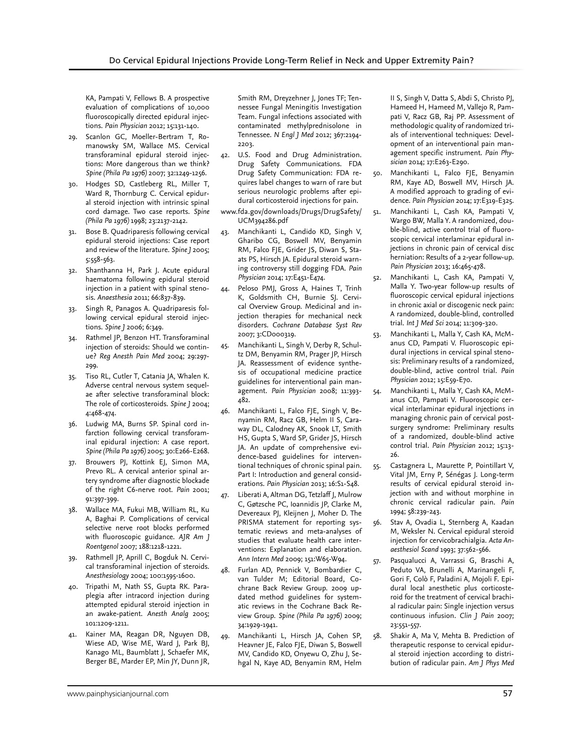KA, Pampati V, Fellows B. A prospective evaluation of complications of 10,000 fluoroscopically directed epidural injections. *Pain Physician* 2012; 15:131-140.

29. Scanlon GC, Moeller-Bertram T, Romanowsky SM, Wallace MS. Cervical transforaminal epidural steroid injections: More dangerous than we think? *Spine (Phila Pa 1976)* 2007; 32:1249-1256.
30. Hodges SD, Castleberg RL, Miller T, Ward R, Thornburg C. Cervical epidural steroid injection with intrinsic spinal cord damage. Two case reports. *Spine (Phila Pa 1976)* 1998; 23:2137-2142.
31. Bose B. Quadriparesis following cervical epidural steroid injections: Case report and review of the literature. *Spine J* 2005; 5:558-563.
32. Shanthanna H, Park J. Acute epidural haematoma following epidural steroid injection in a patient with spinal stenosis. *Anaesthesia* 2011; 66:837-839.
33. Singh R, Panagos A. Quadriparesis following cervical epidural steroid injections. *Spine J* 2006; 6:349.
34. Rathmel JP, Benzon HT. Transforaminal injection of steroids: Should we continue? *Reg Anesth Pain Med* 2004; 29:297-299.
35. Tiso RL, Cutler T, Catania JA, Whalen K. Adverse central nervous system sequelae after selective transforaminal block: The role of corticosteroids. *Spine J* 2004; 4:468-474.
36. Ludwig MA, Burns SP. Spinal cord infarction following cervical transforaminal epidural injection: A case report. *Spine (Phila Pa 1976)* 2005; 30:E266-E268.
37. Brouwers PJ, Kottink EJ, Simon MA, Prevo RL. A cervical anterior spinal artery syndrome after diagnostic blockade of the right C6-nerve root. *Pain* 2001; 91:397-399.
38. Wallace MA, Fukui MB, William RL, Ku A, Baghai P. Complications of cervical selective nerve root blocks performed with fluoroscopic guidance. *AJR Am J Roentgenol* 2007; 188:1218-1221.
39. Rathmell JP, Aprill C, Bogduk N. Cervical transforaminal injection of steroids. *Anesthesiology* 2004; 100:1595-1600.
40. Tripathi M, Nath SS, Gupta RK. Paraplegia after intracord injection during attempted epidural steroid injection in an awake-patient. *Anesth Analg* 2005; 101:1209-1211.
41. Kainer MA, Reagan DR, Nguyen DB, Wiese AD, Wise ME, Ward J, Park BJ, Kanago ML, Baumblatt J, Schaefer MK, Berger BE, Marder EP, Min JY, Dunn JR, Smith RM, Dreyzehner J, Jones TF; Tennessee Fungal Meningitis Investigation Team. Fungal infections associated with contaminated methylprednisolone in Tennessee. *N Engl J Med* 2012; 367:2194-2203.
42. U.S. Food and Drug Administration. Drug Safety Communications. FDA Drug Safety Communication: FDA requires label changes to warn of rare but serious neurologic problems after epidural corticosteroid injections for pain. www.fda.gov/downloads/Drugs/DrugSafety/UCM394286.pdf
43. Manchikanti L, Candido KD, Singh V, Gharibo CG, Boswell MV, Benyamin RM, Falco FJE, Grider JS, Diwan S, Staats PS, Hirsch JA. Epidural steroid warning controversy still dogging FDA. *Pain Physician* 2014; 17:E451-E474.
44. Peloso PMJ, Gross A, Haines T, Trinh K, Goldsmith CH, Burnie SJ. Cervical Overview Group. Medicinal and injection therapies for mechanical neck disorders. *Cochrane Database Syst Rev* 2007; 3:CD000319.
45. Manchikanti L, Singh V, Derby R, Schultz DM, Benyamin RM, Prager JP, Hirsch JA. Reassessment of evidence synthesis of occupational medicine practice guidelines for interventional pain management. *Pain Physician* 2008; 11:393-482.
46. Manchikanti L, Falco FJE, Singh V, Benyamin RM, Racz GB, Helm II S, Caraway DL, Calodney AK, Snook LT, Smith HS, Gupta S, Ward SP, Grider JS, Hirsch JA. An update of comprehensive evidence-based guidelines for interventional techniques of chronic spinal pain. Part I: Introduction and general considerations. *Pain Physician* 2013; 16:S1-S48.
47. Liberati A, Altman DG, Tetzlaff J, Mulrow C, Gøtzsche PC, Ioannidis JP, Clarke M, Devereaux PJ, Kleijnen J, Moher D. The PRISMA statement for reporting systematic reviews and meta-analyses of studies that evaluate health care interventions: Explanation and elaboration. *Ann Intern Med* 2009; 151:W65-W94.
48. Furlan AD, Pennick V, Bombardier C, van Tulder M; Editorial Board, Cochrane Back Review Group. 2009 updated method guidelines for systematic reviews in the Cochrane Back Review Group. *Spine (Phila Pa 1976)* 2009; 34:1929-1941.
49. Manchikanti L, Hirsch JA, Cohen SP, Heavner JE, Falco FJE, Diwan S, Boswell MV, Candido KD, Onyewu O, Zhu J, Sehgal N, Kaye AD, Benyamin RM, Helm II S, Singh V, Datta S, Abdi S, Christo PJ, Hameed H, Hameed M, Vallejo R, Pampati V, Racz GB, Raj PP. Assessment of methodologic quality of randomized trials of interventional techniques: Development of an interventional pain management specific instrument. *Pain Physician* 2014; 17:E263-E290.
50. Manchikanti L, Falco FJE, Benyamin RM, Kaye AD, Boswell MV, Hirsch JA. A modified approach to grading of evidence. *Pain Physician* 2014; 17:E319-E325.
51. Manchikanti L, Cash KA, Pampati V, Wargo BW, Malla Y. A randomized, double-blind, active control trial of fluoroscopic cervical interlaminar epidural injections in chronic pain of cervical disc herniation: Results of a 2-year follow-up. *Pain Physician* 2013; 16:465-478.
52. Manchikanti L, Cash KA, Pampati V, Malla Y. Two-year follow-up results of fluoroscopic cervical epidural injections in chronic axial or discogenic neck pain: A randomized, double-blind, controlled trial. *Int J Med Sci* 2014; 11:309-320.
53. Manchikanti L, Malla Y, Cash KA, McManus CD, Pampati V. Fluoroscopic epidural injections in cervical spinal stenosis: Preliminary results of a randomized, double-blind, active control trial. *Pain Physician* 2012; 15:E59-E70.
54. Manchikanti L, Malla Y, Cash KA, McManus CD, Pampati V. Fluoroscopic cervical interlaminar epidural injections in managing chronic pain of cervical postsurgery syndrome: Preliminary results of a randomized, double-blind active control trial. *Pain Physician* 2012; 15:13-26.
55. Castagnera L, Maurette P, Pointillart V, Vital JM, Erny P, Sénégas J. Long-term results of cervical epidural steroid injection with and without morphine in chronic cervical radicular pain. *Pain* 1994; 58:239-243.
56. Stav A, Ovadia L, Sternberg A, Kaadan M, Weksler N. Cervical epidural steroid injection for cervicobrachialgia. *Acta Anaesthesiol Scand* 1993; 37:562-566.
57. Pasqualucci A, Varrassi G, Braschi A, Peduto VA, Brunelli A, Marinangeli F, Gori F, Colò F, Paladini A, Mojoli F. Epidural local anesthetic plus corticosteroid for the treatment of cervical brachial radicular pain: Single injection versus continuous infusion. *Clin J Pain* 2007; 23:551-557.
58. Shakir A, Ma V, Mehta B. Prediction of therapeutic response to cervical epidural steroid injection according to distribution of radicular pain. *Am J Phys Med*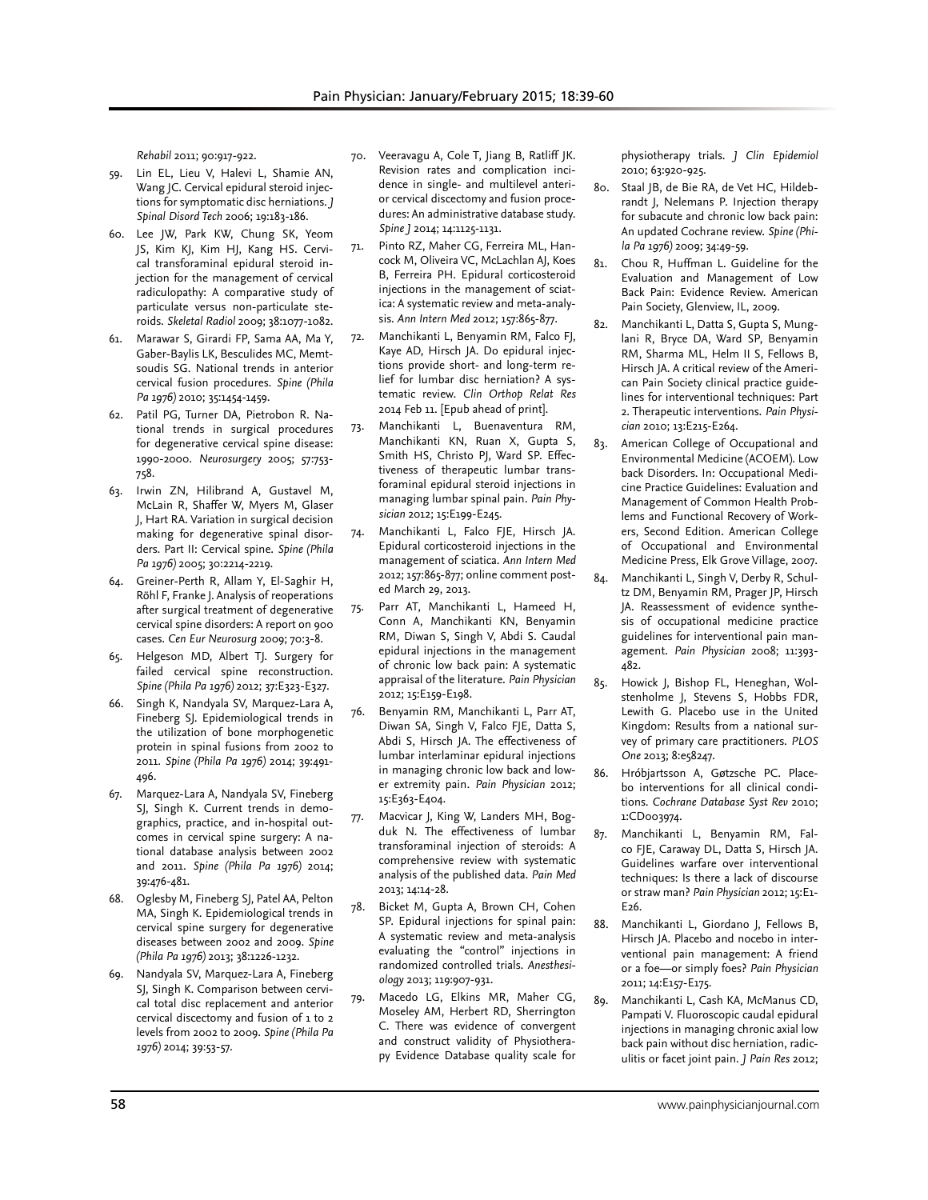*Rehabil* 2011; 90:917-922.

59. Lin EL, Lieu V, Halevi L, Shamie AN, Wang JC. Cervical epidural steroid injections for symptomatic disc herniations. *J Spinal Disord Tech* 2006; 19:183-186.
60. Lee JW, Park KW, Chung SK, Yeom JS, Kim KJ, Kim HJ, Kang HS. Cervical transforaminal epidural steroid injection for the management of cervical radiculopathy: A comparative study of particulate versus non-particulate steroids. *Skeletal Radiol* 2009; 38:1077-1082.
61. Marawar S, Girardi FP, Sama AA, Ma Y, Gaber-Baylis LK, Besculides MC, Memtsoudis SG. National trends in anterior cervical fusion procedures. *Spine (Phila Pa 1976)* 2010; 35:1454-1459.
62. Patil PG, Turner DA, Pietrobon R. National trends in surgical procedures for degenerative cervical spine disease: 1990-2000. *Neurosurgery* 2005; 57:753-758.
63. Irwin ZN, Hilibrand A, Gustavel M, McLain R, Shaffer W, Myers M, Glaser J, Hart RA. Variation in surgical decision making for degenerative spinal disorders. Part II: Cervical spine. *Spine (Phila Pa 1976)* 2005; 30:2214-2219.
64. Greiner-Perth R, Allam Y, El-Saghir H, Röhl F, Franke J. Analysis of reoperations after surgical treatment of degenerative cervical spine disorders: A report on 900 cases. *Cen Eur Neurosurg* 2009; 70:3-8.
65. Helgeson MD, Albert TJ. Surgery for failed cervical spine reconstruction. *Spine (Phila Pa 1976)* 2012; 37:E323-E327.
66. Singh K, Nandyala SV, Marquez-Lara A, Fineberg SJ. Epidemiological trends in the utilization of bone morphogenetic protein in spinal fusions from 2002 to 2011. *Spine (Phila Pa 1976)* 2014; 39:491-496.
67. Marquez-Lara A, Nandyala SV, Fineberg SJ, Singh K. Current trends in demographics, practice, and in-hospital outcomes in cervical spine surgery: A national database analysis between 2002 and 2011. *Spine (Phila Pa 1976)* 2014; 39:476-481.
68. Oglesby M, Fineberg SJ, Patel AA, Pelton MA, Singh K. Epidemiological trends in cervical spine surgery for degenerative diseases between 2002 and 2009. *Spine (Phila Pa 1976)* 2013; 38:1226-1232.
69. Nandyala SV, Marquez-Lara A, Fineberg SJ, Singh K. Comparison between cervical total disc replacement and anterior cervical discectomy and fusion of 1 to 2 levels from 2002 to 2009. *Spine (Phila Pa 1976)* 2014; 39:53-57.
70. Veeravagu A, Cole T, Jiang B, Ratliff JK. Revision rates and complication incidence in single- and multilevel anterior cervical discectomy and fusion procedures: An administrative database study. *Spine J* 2014; 14:1125-1131.
71. Pinto RZ, Maher CG, Ferreira ML, Hancock M, Oliveira VC, McLachlan AJ, Koes B, Ferreira PH. Epidural corticosteroid injections in the management of sciatica: A systematic review and meta-analysis. *Ann Intern Med* 2012; 157:865-877.
72. Manchikanti L, Benyamin RM, Falco FJ, Kaye AD, Hirsch JA. Do epidural injections provide short- and long-term relief for lumbar disc herniation? A systematic review. *Clin Orthop Relat Res* 2014 Feb 11. [Epub ahead of print].
73. Manchikanti L, Buenaventura RM, Manchikanti KN, Ruan X, Gupta S, Smith HS, Christo PJ, Ward SP. Effectiveness of therapeutic lumbar transforaminal epidural steroid injections in managing lumbar spinal pain. *Pain Physician* 2012; 15:E199-E245.
74. Manchikanti L, Falco FJE, Hirsch JA. Epidural corticosteroid injections in the management of sciatica. *Ann Intern Med* 2012; 157:865-877; online comment posted March 29, 2013.
75. Parr AT, Manchikanti L, Hameed H, Conn A, Manchikanti KN, Benyamin RM, Diwan S, Singh V, Abdi S. Caudal epidural injections in the management of chronic low back pain: A systematic appraisal of the literature. *Pain Physician* 2012; 15:E159-E198.
76. Benyamin RM, Manchikanti L, Parr AT, Diwan SA, Singh V, Falco FJE, Datta S, Abdi S, Hirsch JA. The effectiveness of lumbar interlaminar epidural injections in managing chronic low back and lower extremity pain. *Pain Physician* 2012; 15:E363-E404.
77. Macvicar J, King W, Landers MH, Bogduk N. The effectiveness of lumbar transforaminal injection of steroids: A comprehensive review with systematic analysis of the published data. *Pain Med* 2013; 14:14-28.
78. Bicket M, Gupta A, Brown CH, Cohen SP. Epidural injections for spinal pain: A systematic review and meta-analysis evaluating the "control" injections in randomized controlled trials. *Anesthesiology* 2013; 119:907-931.
79. Macedo LG, Elkins MR, Maher CG, Moseley AM, Herbert RD, Sherrington C. There was evidence of convergent and construct validity of Physiotherapy Evidence Database quality scale for physiotherapy trials. *J Clin Epidemiol* 2010; 63:920-925.
80. Staal JB, de Bie RA, de Vet HC, Hildebrandt J, Nelemans P. Injection therapy for subacute and chronic low back pain: An updated Cochrane review. *Spine (Phila Pa 1976)* 2009; 34:49-59.
81. Chou R, Huffman L. Guideline for the Evaluation and Management of Low Back Pain: Evidence Review. American Pain Society, Glenview, IL, 2009.
82. Manchikanti L, Datta S, Gupta S, Munglani R, Bryce DA, Ward SP, Benyamin RM, Sharma ML, Helm II S, Fellows B, Hirsch JA. A critical review of the American Pain Society clinical practice guidelines for interventional techniques: Part 2. Therapeutic interventions. *Pain Physician* 2010; 13:E215-E264.
83. American College of Occupational and Environmental Medicine (ACOEM). Low back Disorders. In: Occupational Medicine Practice Guidelines: Evaluation and Management of Common Health Problems and Functional Recovery of Workers, Second Edition. American College of Occupational and Environmental Medicine Press, Elk Grove Village, 2007.
84. Manchikanti L, Singh V, Derby R, Schultz DM, Benyamin RM, Prager JP, Hirsch JA. Reassessment of evidence synthesis of occupational medicine practice guidelines for interventional pain management. *Pain Physician* 2008; 11:393-482.
85. Howick J, Bishop FL, Heneghan, Wolstenholme J, Stevens S, Hobbs FDR, Lewith G. Placebo use in the United Kingdom: Results from a national survey of primary care practitioners. *PLOS One* 2013; 8:e58247.
86. Hróbjartsson A, Gøtzsche PC. Placebo interventions for all clinical conditions. *Cochrane Database Syst Rev* 2010; 1:CD003974.
87. Manchikanti L, Benyamin RM, Falco FJE, Caraway DL, Datta S, Hirsch JA. Guidelines warfare over interventional techniques: Is there a lack of discourse or straw man? *Pain Physician* 2012; 15:E1-E26.
88. Manchikanti L, Giordano J, Fellows B, Hirsch JA. Placebo and nocebo in interventional pain management: A friend or a foe—or simply foes? *Pain Physician* 2011; 14:E157-E175.
89. Manchikanti L, Cash KA, McManus CD, Pampati V. Fluoroscopic caudal epidural injections in managing chronic axial low back pain without disc herniation, radiculitis or facet joint pain. *J Pain Res* 2012;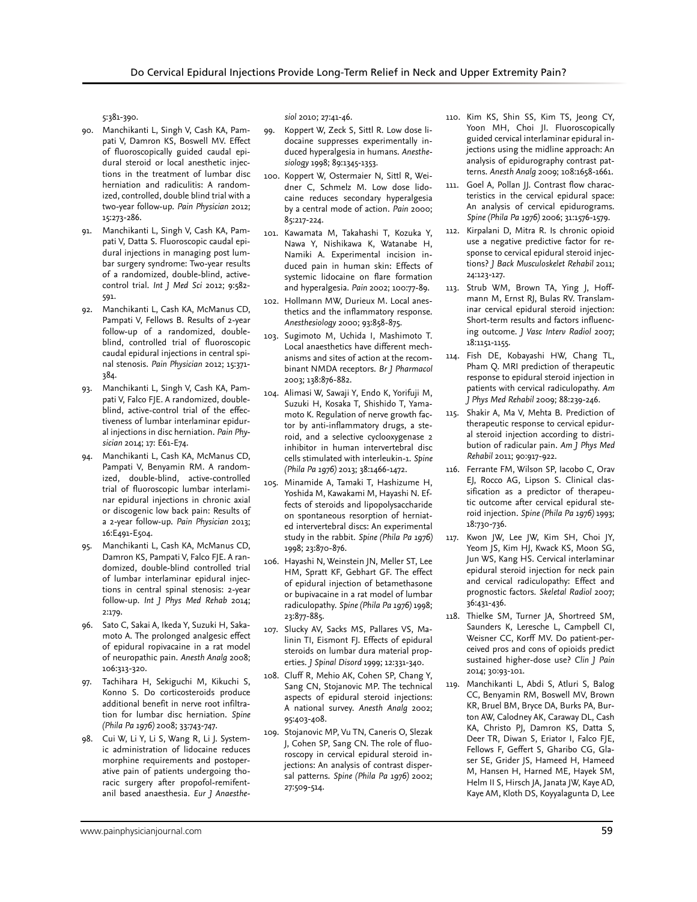5:381-390.

90. Manchikanti L, Singh V, Cash KA, Pampati V, Damron KS, Boswell MV. Effect of fluoroscopically guided caudal epidural steroid or local anesthetic injections in the treatment of lumbar disc herniation and radiculitis: A randomized, controlled, double blind trial with a two-year follow-up. *Pain Physician* 2012; 15:273-286.
91. Manchikanti L, Singh V, Cash KA, Pampati V, Datta S. Fluoroscopic caudal epidural injections in managing post lumbar surgery syndrome: Two-year results of a randomized, double-blind, active-control trial. *Int J Med Sci* 2012; 9:582-591.
92. Manchikanti L, Cash KA, McManus CD, Pampati V, Fellows B. Results of 2-year follow-up of a randomized, double-blind, controlled trial of fluoroscopic caudal epidural injections in central spinal stenosis. *Pain Physician* 2012; 15:371-384.
93. Manchikanti L, Singh V, Cash KA, Pampati V, Falco FJE. A randomized, double-blind, active-control trial of the effectiveness of lumbar interlaminar epidural injections in disc herniation. *Pain Physician* 2014; 17: E61-E74.
94. Manchikanti L, Cash KA, McManus CD, Pampati V, Benyamin RM. A randomized, double-blind, active-controlled trial of fluoroscopic lumbar interlaminar epidural injections in chronic axial or discogenic low back pain: Results of a 2-year follow-up. *Pain Physician* 2013; 16:E491-E504.
95. Manchikanti L, Cash KA, McManus CD, Damron KS, Pampati V, Falco FJE. A randomized, double-blind controlled trial of lumbar interlaminar epidural injections in central spinal stenosis: 2-year follow-up. *Int J Phys Med Rehab* 2014; 2:179.
96. Sato C, Sakai A, Ikeda Y, Suzuki H, Sakamoto A. The prolonged analgesic effect of epidural ropivacaine in a rat model of neuropathic pain. *Anesth Analg* 2008; 106:313-320.
97. Tachihara H, Sekiguchi M, Kikuchi S, Konno S. Do corticosteroids produce additional benefit in nerve root infiltration for lumbar disc herniation. *Spine (Phila Pa 1976)* 2008; 33:743-747.
98. Cui W, Li Y, Li S, Wang R, Li J. Systemic administration of lidocaine reduces morphine requirements and postoperative pain of patients undergoing thoracic surgery after propofol-remifentanil based anaesthesia. *Eur J Anaesthesiol* 2010; 27:41-46.
99. Koppert W, Zeck S, Sittl R. Low dose lidocaine suppresses experimentally induced hyperalgesia in humans. *Anesthesiology* 1998; 89:1345-1353.
100. Koppert W, Ostermaier N, Sittl R, Weidner C, Schmelz M. Low dose lidocaine reduces secondary hyperalgesia by a central mode of action. *Pain* 2000; 85:217-224.
101. Kawamata M, Takahashi T, Kozuka Y, Nawa Y, Nishikawa K, Watanabe H, Namiki A. Experimental incision induced pain in human skin: Effects of systemic lidocaine on flare formation and hyperalgesia. *Pain* 2002; 100:77-89.
102. Hollmann MW, Durieux M. Local anesthetics and the inflammatory response. *Anesthesiology* 2000; 93:858-875.
103. Sugimoto M, Uchida I, Mashimoto T. Local anaesthetics have different mechanisms and sites of action at the recombinant NMDA receptors. *Br J Pharmacol* 2003; 138:876-882.
104. Alimasi W, Sawaji Y, Endo K, Yorifuji M, Suzuki H, Kosaka T, Shishido T, Yamamoto K. Regulation of nerve growth factor by anti-inflammatory drugs, a steroid, and a selective cyclooxygenase 2 inhibitor in human intervertebral disc cells stimulated with interleukin-1. *Spine (Phila Pa 1976)* 2013; 38:1466-1472.
105. Minamide A, Tamaki T, Hashizume H, Yoshida M, Kawakami M, Hayashi N. Effects of steroids and lipopolysaccharide on spontaneous resorption of herniated intervertebral discs: An experimental study in the rabbit. *Spine (Phila Pa 1976)* 1998; 23:870-876.
106. Hayashi N, Weinstein JN, Meller ST, Lee HM, Spratt KF, Gebhart GF. The effect of epidural injection of betamethasone or bupivacaine in a rat model of lumbar radiculopathy. *Spine (Phila Pa 1976)* 1998; 23:877-885.
107. Slucky AV, Sacks MS, Pallares VS, Malinin TI, Eismont FJ. Effects of epidural steroids on lumbar dura material properties. *J Spinal Disord* 1999; 12:331-340.
108. Cluff R, Mehio AK, Cohen SP, Chang Y, Sang CN, Stojanovic MP. The technical aspects of epidural steroid injections: A national survey. *Anesth Analg* 2002; 95:403-408.
109. Stojanovic MP, Vu TN, Caneris O, Slezak J, Cohen SP, Sang CN. The role of fluoroscopy in cervical epidural steroid injections: An analysis of contrast dispersal patterns. *Spine (Phila Pa 1976)* 2002; 27:509-514.
110. Kim KS, Shin SS, Kim TS, Jeong CY, Yoon MH, Choi JI. Fluoroscopically guided cervical interlaminar epidural injections using the midline approach: An analysis of epidurography contrast patterns. *Anesth Analg* 2009; 108:1658-1661.
111. Goel A, Pollan JJ. Contrast flow characteristics in the cervical epidural space: An analysis of cervical epidurograms. *Spine (Phila Pa 1976)* 2006; 31:1576-1579.
112. Kirpalani D, Mitra R. Is chronic opioid use a negative predictive factor for response to cervical epidural steroid injections? *J Back Musculoskelet Rehabil* 2011; 24:123-127.
113. Strub WM, Brown TA, Ying J, Hoffmann M, Ernst RJ, Bulas RV. Translaminar cervical epidural steroid injection: Short-term results and factors influencing outcome. *J Vasc Interv Radiol* 2007; 18:1151-1155.
114. Fish DE, Kobayashi HW, Chang TL, Pham Q. MRI prediction of therapeutic response to epidural steroid injection in patients with cervical radiculopathy. *Am J Phys Med Rehabil* 2009; 88:239-246.
115. Shakir A, Ma V, Mehta B. Prediction of therapeutic response to cervical epidural steroid injection according to distribution of radicular pain. *Am J Phys Med Rehabil* 2011; 90:917-922.
116. Ferrante FM, Wilson SP, Iacobo C, Orav EJ, Rocco AG, Lipson S. Clinical classification as a predictor of therapeutic outcome after cervical epidural steroid injection. *Spine (Phila Pa 1976)* 1993; 18:730-736.
117. Kwon JW, Lee JW, Kim SH, Choi JY, Yeom JS, Kim HJ, Kwack KS, Moon SG, Jun WS, Kang HS. Cervical interlaminar epidural steroid injection for neck pain and cervical radiculopathy: Effect and prognostic factors. *Skeletal Radiol* 2007; 36:431-436.
118. Thielke SM, Turner JA, Shortreed SM, Saunders K, Leresche L, Campbell CI, Weisner CC, Korff MV. Do patient-perceived pros and cons of opioids predict sustained higher-dose use? *Clin J Pain* 2014; 30:93-101.
119. Manchikanti L, Abdi S, Atluri S, Balog CC, Benyamin RM, Boswell MV, Brown KR, Bruel BM, Bryce DA, Burks PA, Burton AW, Calodney AK, Caraway DL, Cash KA, Christo PJ, Damron KS, Datta S, Deer TR, Diwan S, Eriator I, Falco FJE, Fellows F, Geffert S, Gharibo CG, Glaser SE, Grider JS, Hameed H, Hameed M, Hansen H, Harned ME, Hayek SM, Helm II S, Hirsch JA, Janata JW, Kaye AD, Kaye AM, Kloth DS, Koyyalagunta D, Lee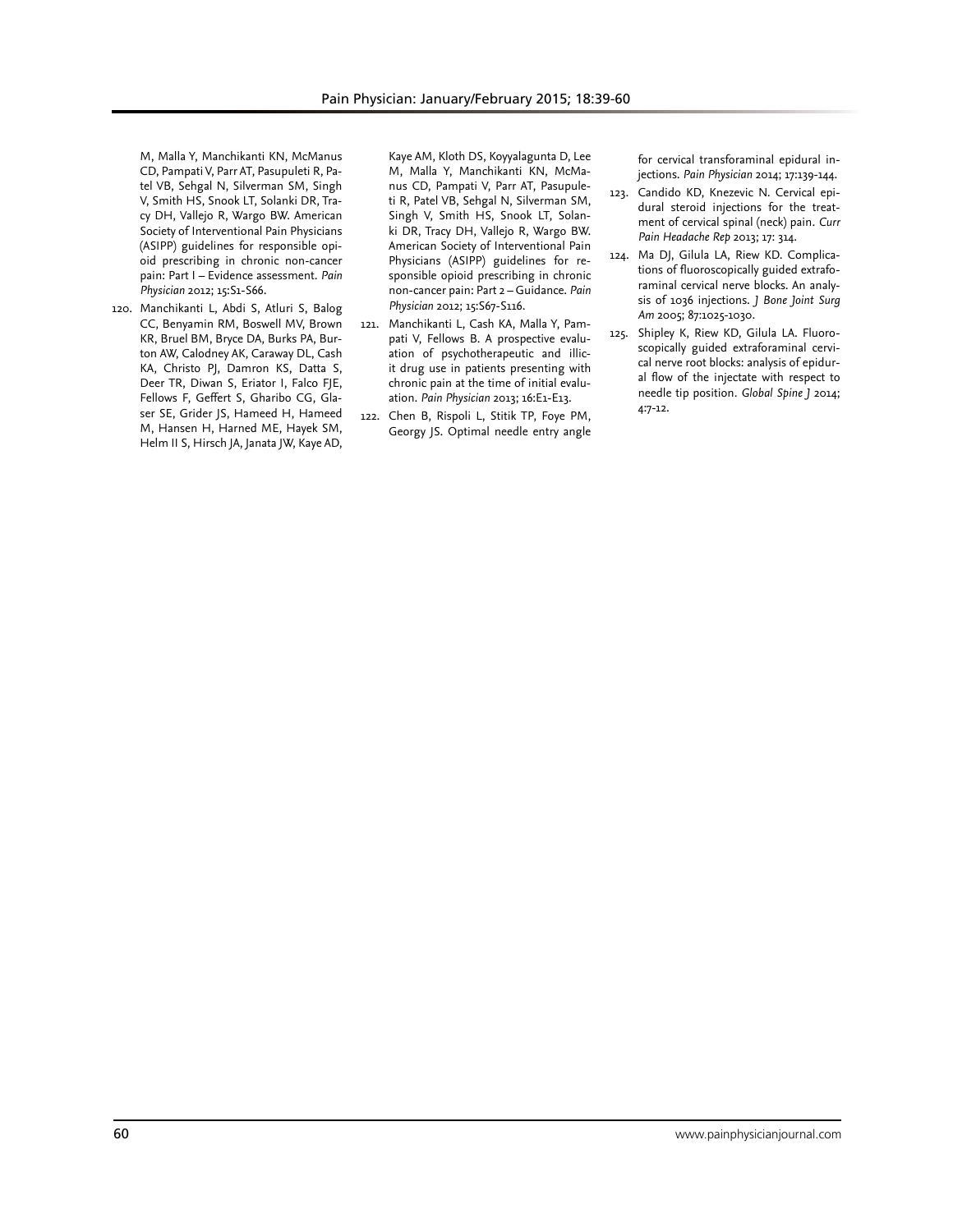M, Malla Y, Manchikanti KN, McManus CD, Pampati V, Parr AT, Pasupuleti R, Patel VB, Sehgal N, Silverman SM, Singh V, Smith HS, Snook LT, Solanki DR, Tracy DH, Vallejo R, Wargo BW. American Society of Interventional Pain Physicians (ASIPP) guidelines for responsible opioid prescribing in chronic non-cancer pain: Part I – Evidence assessment. *Pain Physician* 2012; 15:S1-S66.

120. Manchikanti L, Abdi S, Atluri S, Balog CC, Benyamin RM, Boswell MV, Brown KR, Bruel BM, Bryce DA, Burks PA, Burton AW, Calodney AK, Caraway DL, Cash KA, Christo PJ, Damron KS, Datta S, Deer TR, Diwan S, Eriator I, Falco FJE, Fellows F, Geffert S, Gharibo CG, Glaser SE, Grider JS, Hameed H, Hameed M, Hansen H, Harned ME, Hayek SM, Helm II S, Hirsch JA, Janata JW, Kaye AD, Kaye AM, Kloth DS, Koyyalagunta D, Lee M, Malla Y, Manchikanti KN, McManus CD, Pampati V, Parr AT, Pasupuleti R, Patel VB, Sehgal N, Silverman SM, Singh V, Smith HS, Snook LT, Solanki DR, Tracy DH, Vallejo R, Wargo BW. American Society of Interventional Pain Physicians (ASIPP) guidelines for responsible opioid prescribing in chronic non-cancer pain: Part 2 – Guidance. *Pain Physician* 2012; 15:S67-S116.
121. Manchikanti L, Cash KA, Malla Y, Pampati V, Fellows B. A prospective evaluation of psychotherapeutic and illicit drug use in patients presenting with chronic pain at the time of initial evaluation. *Pain Physician* 2013; 16:E1-E13.
122. Chen B, Rispoli L, Stitik TP, Foye PM, Georgy JS. Optimal needle entry angle for cervical transforaminal epidural injections. *Pain Physician* 2014; 17:139-144.
123. Candido KD, Knezevic N. Cervical epidural steroid injections for the treatment of cervical spinal (neck) pain. *Curr Pain Headache Rep* 2013; 17: 314.
124. Ma DJ, Gilula LA, Riew KD. Complications of fluoroscopically guided extraforaminal cervical nerve blocks. An analysis of 1036 injections. *J Bone Joint Surg Am* 2005; 87:1025-1030.
125. Shipley K, Riew KD, Gilula LA. Fluoroscopically guided extraforaminal cervical nerve root blocks: analysis of epidural flow of the injectate with respect to needle tip position. *Global Spine J* 2014; 4:7-12.